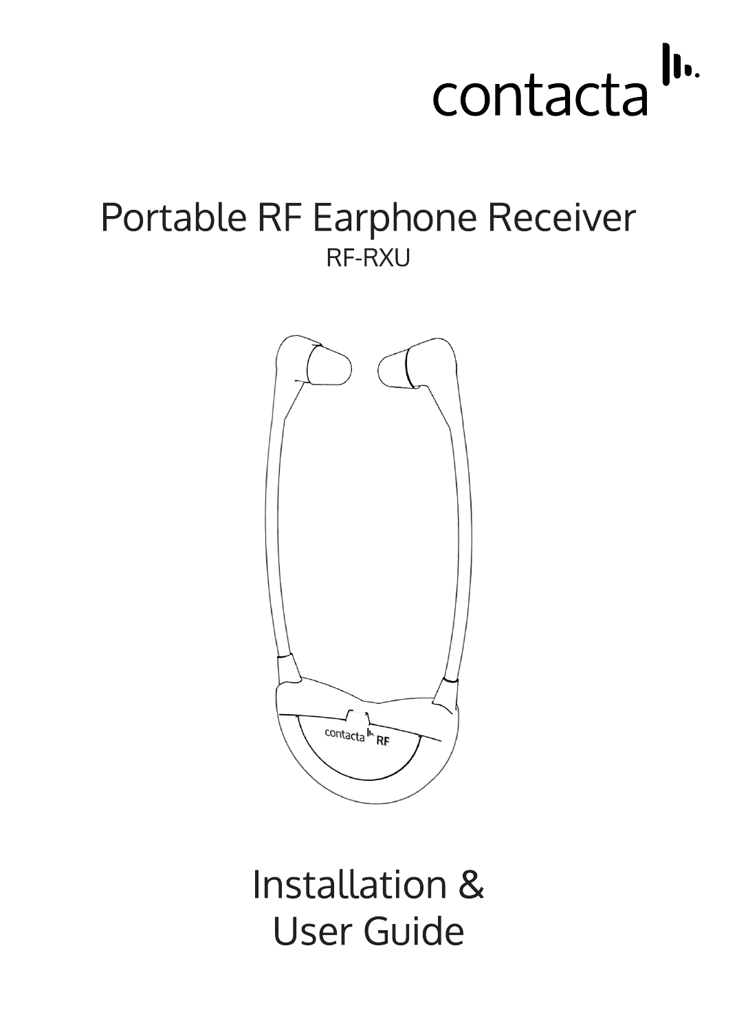contacta

# Portable RF Earphone Receiver

RF-RXU

# Installation & User Guide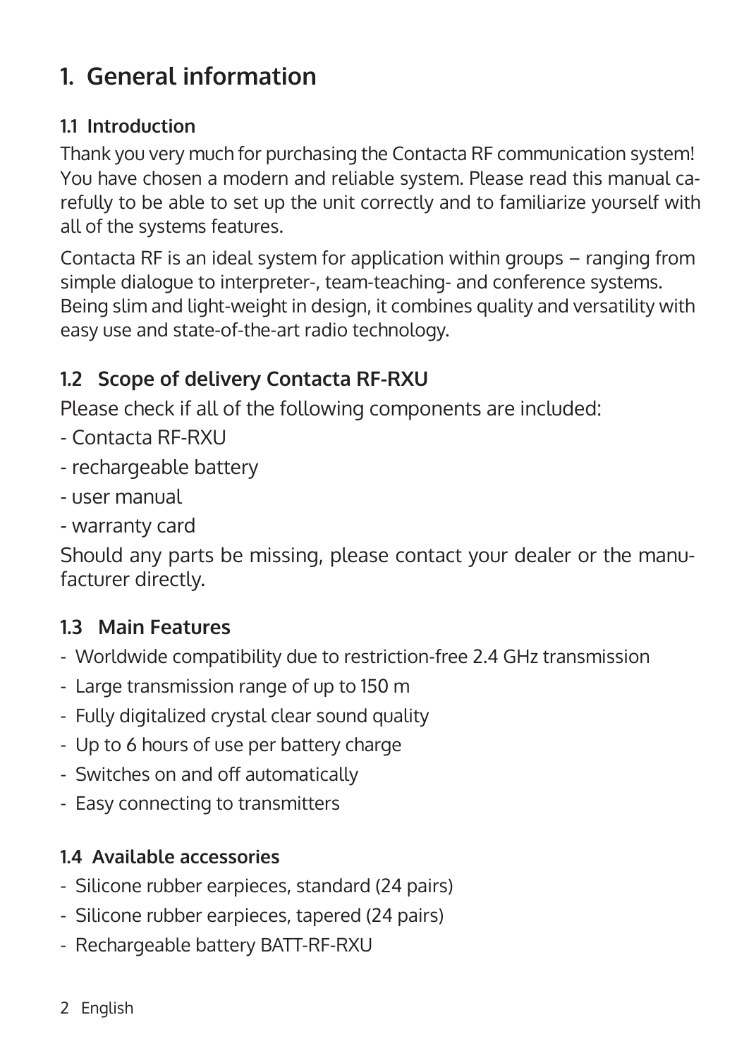# 1. General information

### 1.1 Introduction

Thank you very much for purchasing the Contacta RF communication system! You have chosen a modern and reliable system. Please read this manual carefully to be able to set up the unit correctly and to familiarize yourself with all of the systems features.

Contacta RF is an ideal system for application within groups – ranging from simple dialogue to interpreter-, team-teaching- and conference systems. Being slim and light-weight in design, it combines quality and versatility with easy use and state-of-the-art radio technology.

## 1.2 Scope of delivery Contacta RF-RXU

Please check if all of the following components are included:

- Contacta RF-RXU
- rechargeable battery
- user manual
- warranty card

Should any parts be missing, please contact your dealer or the manufacturer directly.

## 1.3 Main Features

- Worldwide compatibility due to restriction-free 2.4 GHz transmission
- Large transmission range of up to 150 m
- Fully digitalized crystal clear sound quality
- Up to 6 hours of use per battery charge
- Switches on and off automatically
- Easy connecting to transmitters

### 1.4 Available accessories

- Silicone rubber earpieces, standard (24 pairs)
- Silicone rubber earpieces, tapered (24 pairs)
- Rechargeable battery BATT-RF-RXU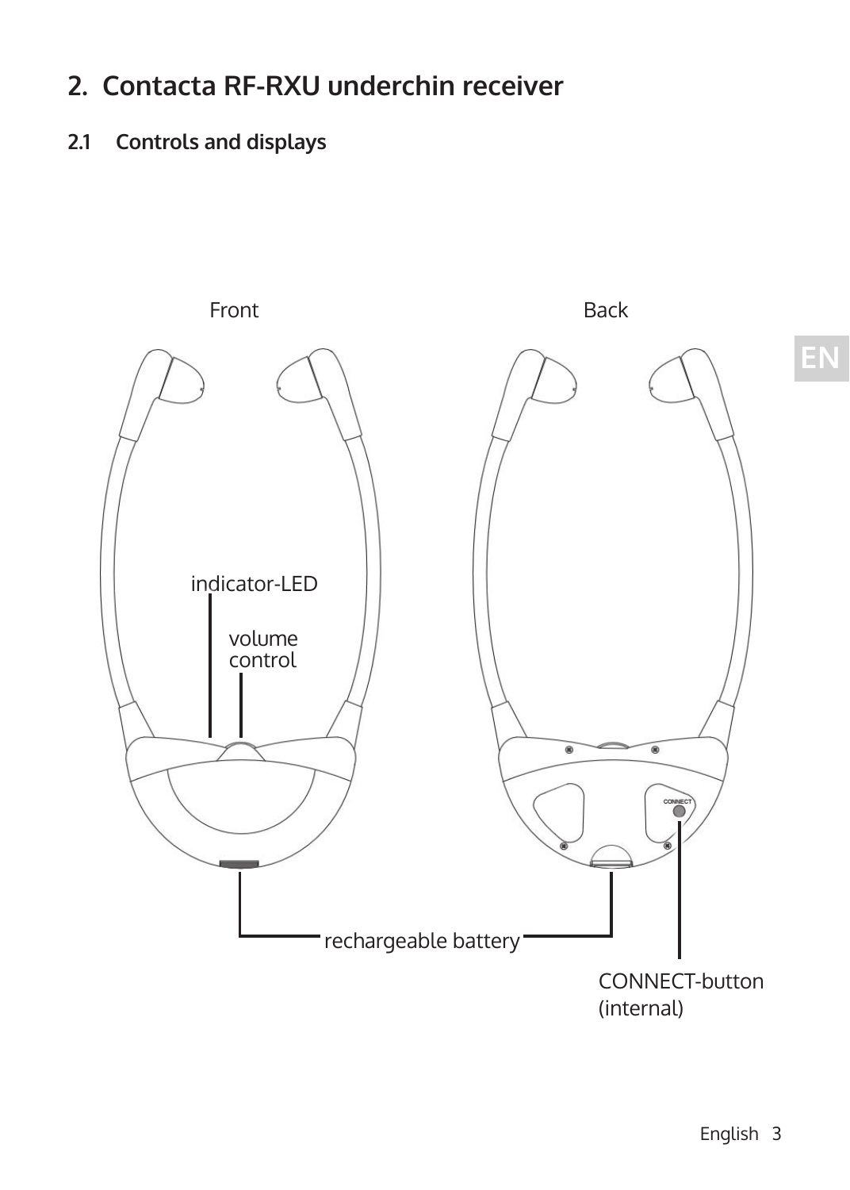## 2. Contacta RF-RXU underchin receiver

### 2.1 Controls and displays

Front

Back

indicator-LED

volume control

rechargeable battery

CONNECT-button (internal)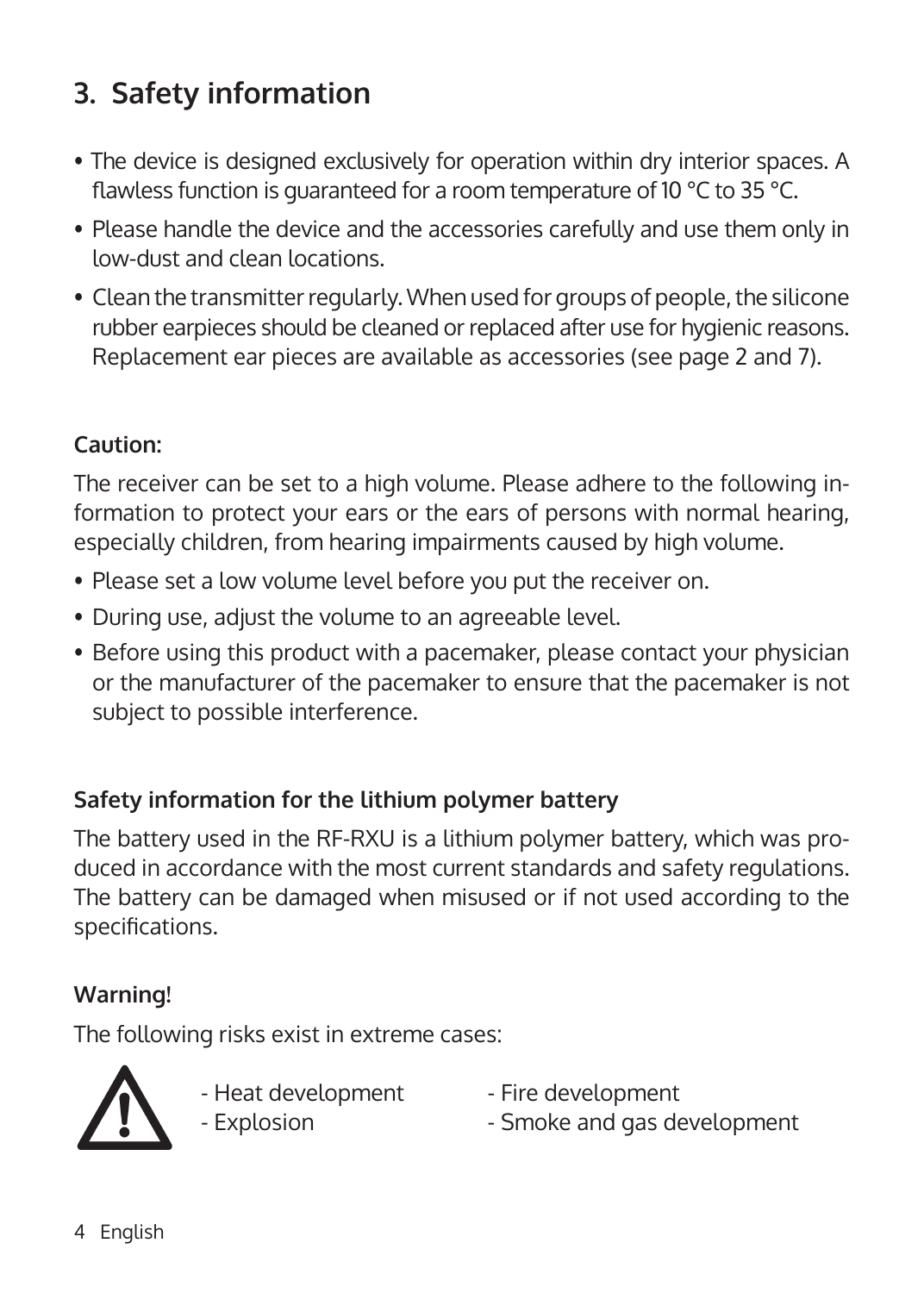# 3. Safety information

- The device is designed exclusively for operation within dry interior spaces. A flawless function is guaranteed for a room temperature of 10 °C to 35 °C.
- Please handle the device and the accessories carefully and use them only in low-dust and clean locations.
- Clean the transmitter regularly. When used for groups of people, the silicone rubber earpieces should be cleaned or replaced after use for hygienic reasons. Replacement ear pieces are available as accessories (see page 2 and 7).

**Caution:**

The receiver can be set to a high volume. Please adhere to the following information to protect your ears or the ears of persons with normal hearing, especially children, from hearing impairments caused by high volume.

- Please set a low volume level before you put the receiver on.
- During use, adjust the volume to an agreeable level.
- Before using this product with a pacemaker, please contact your physician or the manufacturer of the pacemaker to ensure that the pacemaker is not subject to possible interference.

**Safety information for the lithium polymer battery**

The battery used in the RF-RXU is a lithium polymer battery, which was produced in accordance with the most current standards and safety regulations. The battery can be damaged when misused or if not used according to the specifications.

**Warning!**

The following risks exist in extreme cases:

- Heat development
- Fire development
- Explosion
- Smoke and gas development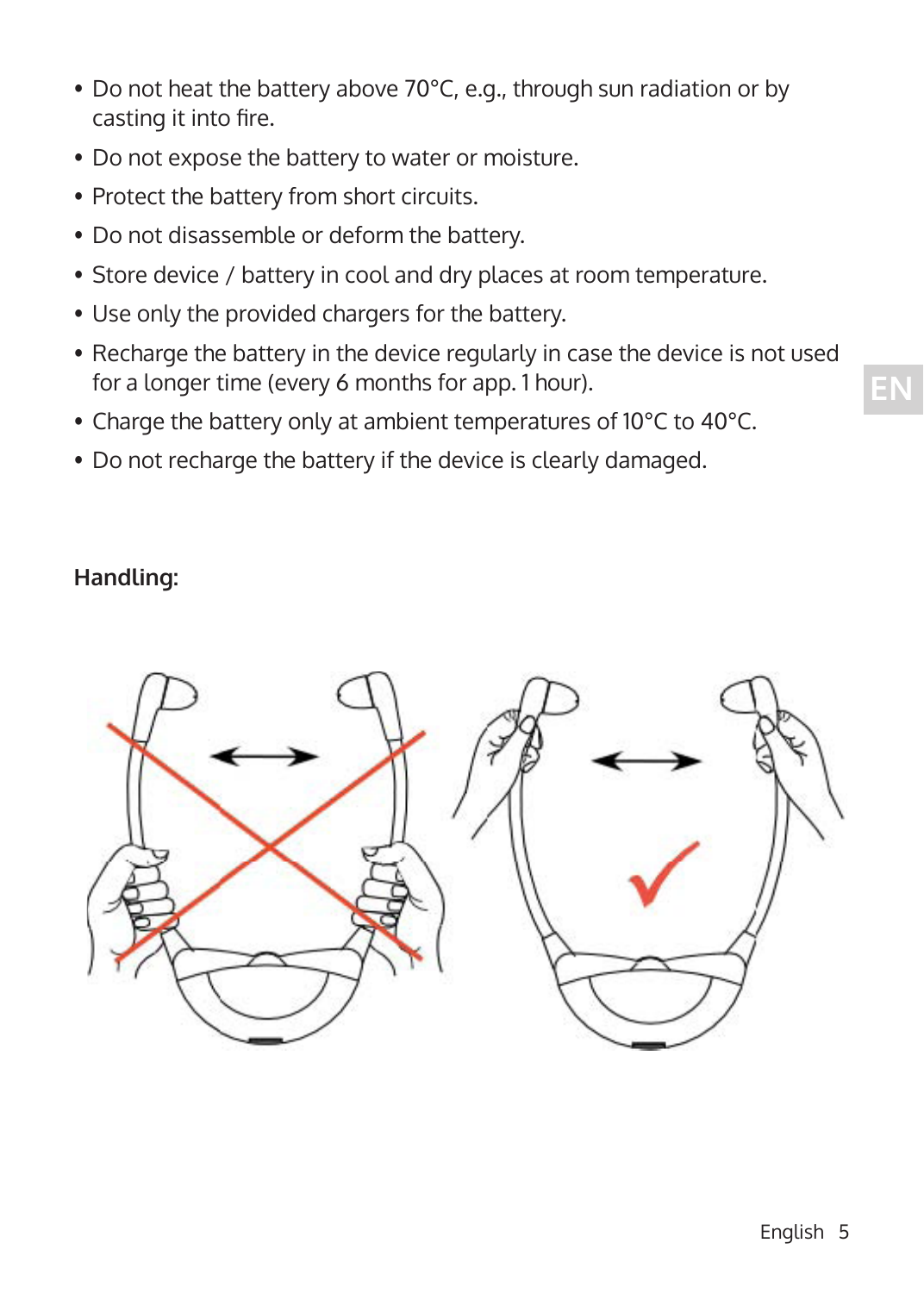- Do not heat the battery above 70°C, e.g., through sun radiation or by casting it into fire.
- Do not expose the battery to water or moisture.
- Protect the battery from short circuits.
- Do not disassemble or deform the battery.
- Store device / battery in cool and dry places at room temperature.
- Use only the provided chargers for the battery.
- Recharge the battery in the device regularly in case the device is not used for a longer time (every 6 months for app. 1 hour).
- Charge the battery only at ambient temperatures of 10°C to 40°C.
- Do not recharge the battery if the device is clearly damaged.

**Handling:**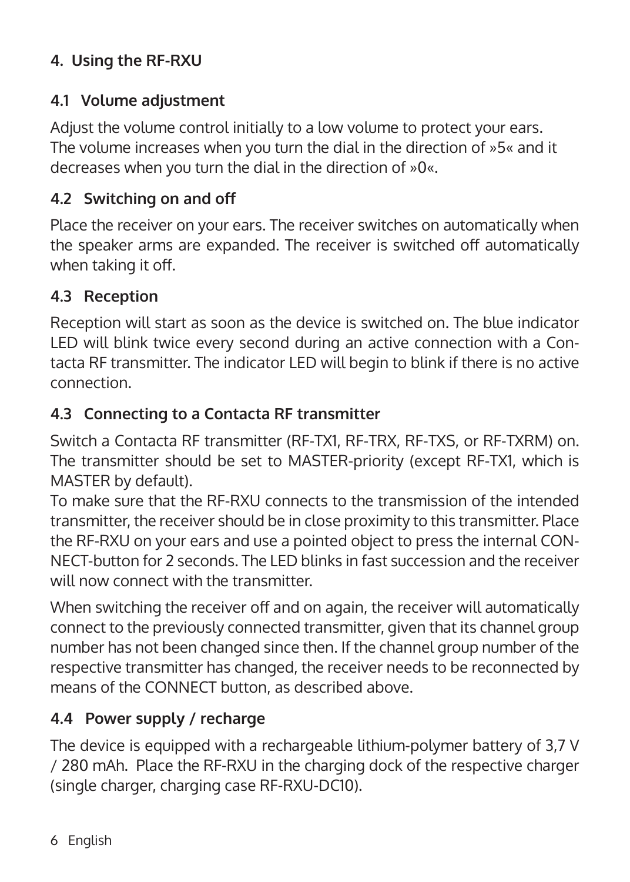# 4. Using the RF-RXU

## 4.1 Volume adjustment

Adjust the volume control initially to a low volume to protect your ears. The volume increases when you turn the dial in the direction of »5« and it decreases when you turn the dial in the direction of »0«.

## 4.2 Switching on and off

Place the receiver on your ears. The receiver switches on automatically when the speaker arms are expanded. The receiver is switched off automatically when taking it off.

## 4.3 Reception

Reception will start as soon as the device is switched on. The blue indicator LED will blink twice every second during an active connection with a Contacta RF transmitter. The indicator LED will begin to blink if there is no active connection.

## 4.3 Connecting to a Contacta RF transmitter

Switch a Contacta RF transmitter (RF-TX1, RF-TRX, RF-TXS, or RF-TXRM) on. The transmitter should be set to MASTER-priority (except RF-TX1, which is MASTER by default).
To make sure that the RF-RXU connects to the transmission of the intended transmitter, the receiver should be in close proximity to this transmitter. Place the RF-RXU on your ears and use a pointed object to press the internal CONNECT-button for 2 seconds. The LED blinks in fast succession and the receiver will now connect with the transmitter.

When switching the receiver off and on again, the receiver will automatically connect to the previously connected transmitter, given that its channel group number has not been changed since then. If the channel group number of the respective transmitter has changed, the receiver needs to be reconnected by means of the CONNECT button, as described above.

## 4.4 Power supply / recharge

The device is equipped with a rechargeable lithium-polymer battery of 3,7 V / 280 mAh. Place the RF-RXU in the charging dock of the respective charger (single charger, charging case RF-RXU-DC10).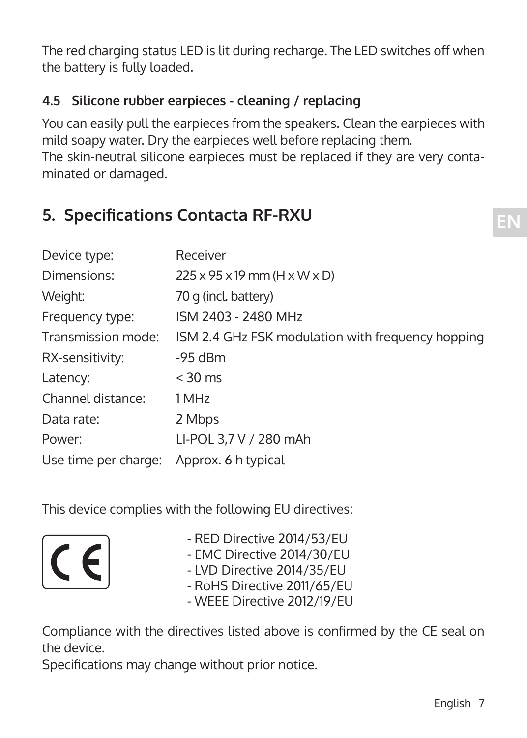The red charging status LED is lit during recharge. The LED switches off when the battery is fully loaded.

### 4.5 Silicone rubber earpieces - cleaning / replacing

You can easily pull the earpieces from the speakers. Clean the earpieces with mild soapy water. Dry the earpieces well before replacing them.
The skin-neutral silicone earpieces must be replaced if they are very contaminated or damaged.

## 5. Specifications Contacta RF-RXU

| | |
|---|---|
| Device type: | Receiver |
| Dimensions: | 225 x 95 x 19 mm (H x W x D) |
| Weight: | 70 g (incl. battery) |
| Frequency type: | ISM 2403 - 2480 MHz |
| Transmission mode: | ISM 2.4 GHz FSK modulation with frequency hopping |
| RX-sensitivity: | -95 dBm |
| Latency: | < 30 ms |
| Channel distance: | 1 MHz |
| Data rate: | 2 Mbps |
| Power: | LI-POL 3,7 V / 280 mAh |
| Use time per charge: | Approx. 6 h typical |

This device complies with the following EU directives:

- RED Directive 2014/53/EU
- EMC Directive 2014/30/EU
- LVD Directive 2014/35/EU
- RoHS Directive 2011/65/EU
- WEEE Directive 2012/19/EU

Compliance with the directives listed above is confirmed by the CE seal on the device.
Specifications may change without prior notice.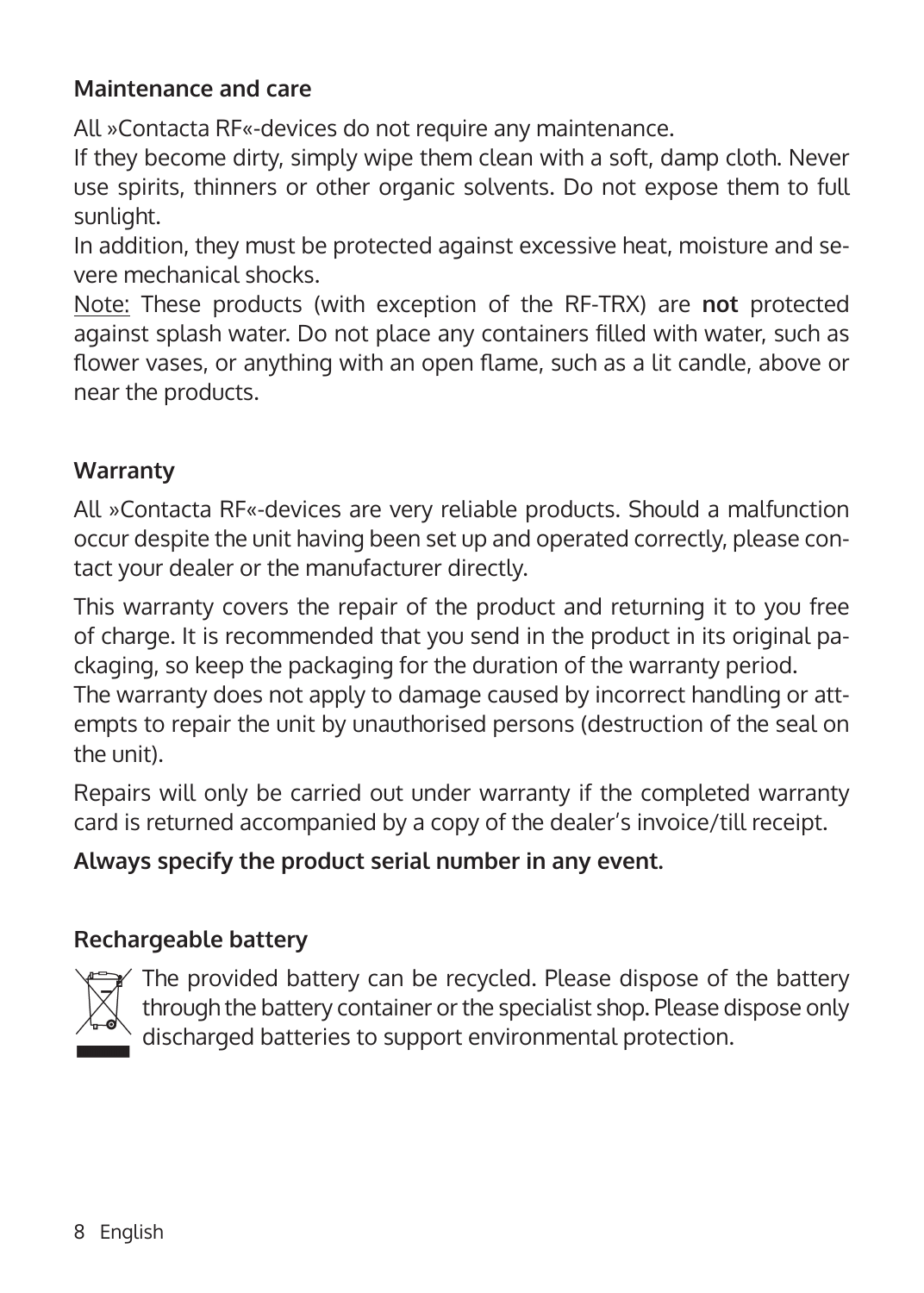## Maintenance and care

All »Contacta RF«-devices do not require any maintenance.
If they become dirty, simply wipe them clean with a soft, damp cloth. Never use spirits, thinners or other organic solvents. Do not expose them to full sunlight.
In addition, they must be protected against excessive heat, moisture and severe mechanical shocks.
Note: These products (with exception of the RF-TRX) are **not** protected against splash water. Do not place any containers filled with water, such as flower vases, or anything with an open flame, such as a lit candle, above or near the products.

## Warranty

All »Contacta RF«-devices are very reliable products. Should a malfunction occur despite the unit having been set up and operated correctly, please contact your dealer or the manufacturer directly.

This warranty covers the repair of the product and returning it to you free of charge. It is recommended that you send in the product in its original packaging, so keep the packaging for the duration of the warranty period.
The warranty does not apply to damage caused by incorrect handling or attempts to repair the unit by unauthorised persons (destruction of the seal on the unit).

Repairs will only be carried out under warranty if the completed warranty card is returned accompanied by a copy of the dealer's invoice/till receipt.

**Always specify the product serial number in any event.**

## Rechargeable battery

The provided battery can be recycled. Please dispose of the battery through the battery container or the specialist shop. Please dispose only discharged batteries to support environmental protection.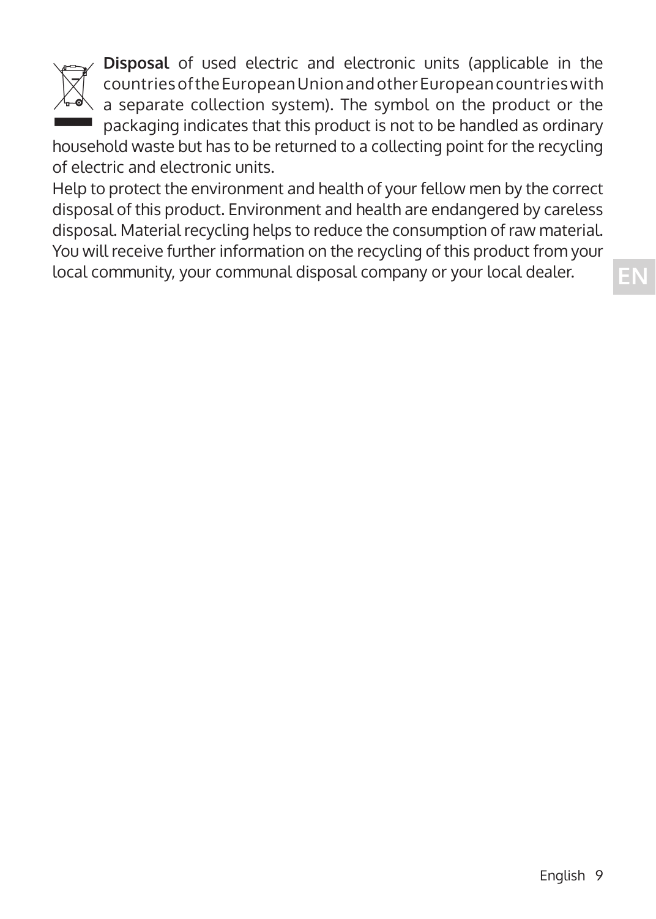**Disposal** of used electric and electronic units (applicable in the countries of the European Union and other European countries with a separate collection system). The symbol on the product or the packaging indicates that this product is not to be handled as ordinary household waste but has to be returned to a collecting point for the recycling of electric and electronic units.

Help to protect the environment and health of your fellow men by the correct disposal of this product. Environment and health are endangered by careless disposal. Material recycling helps to reduce the consumption of raw material. You will receive further information on the recycling of this product from your local community, your communal disposal company or your local dealer.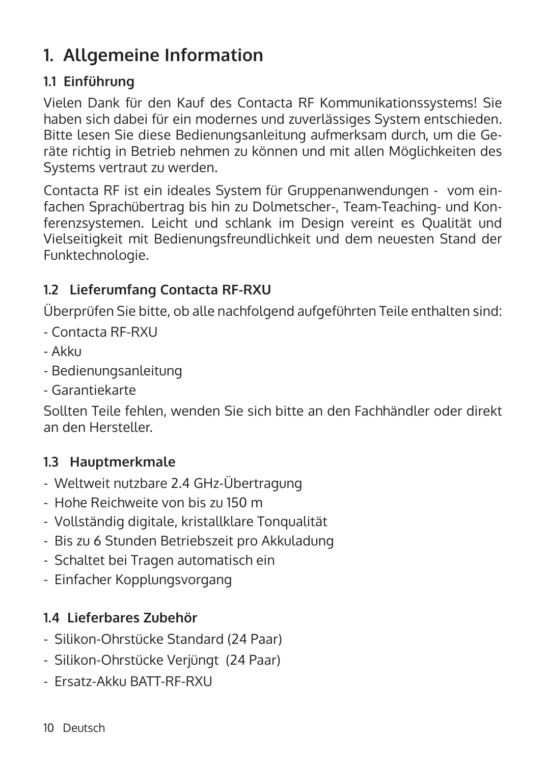# 1. Allgemeine Information

## 1.1 Einführung

Vielen Dank für den Kauf des Contacta RF Kommunikationssystems! Sie haben sich dabei für ein modernes und zuverlässiges System entschieden. Bitte lesen Sie diese Bedienungsanleitung aufmerksam durch, um die Geräte richtig in Betrieb nehmen zu können und mit allen Möglichkeiten des Systems vertraut zu werden.

Contacta RF ist ein ideales System für Gruppenanwendungen - vom einfachen Sprachübertrag bis hin zu Dolmetscher-, Team-Teaching- und Konferenzsystemen. Leicht und schlank im Design vereint es Qualität und Vielseitigkeit mit Bedienungsfreundlichkeit und dem neuesten Stand der Funktechnologie.

## 1.2 Lieferumfang Contacta RF-RXU

Überprüfen Sie bitte, ob alle nachfolgend aufgeführten Teile enthalten sind:

- Contacta RF-RXU
- Akku
- Bedienungsanleitung
- Garantiekarte

Sollten Teile fehlen, wenden Sie sich bitte an den Fachhändler oder direkt an den Hersteller.

## 1.3 Hauptmerkmale

- Weltweit nutzbare 2.4 GHz-Übertragung
- Hohe Reichweite von bis zu 150 m
- Vollständig digitale, kristallklare Tonqualität
- Bis zu 6 Stunden Betriebszeit pro Akkuladung
- Schaltet bei Tragen automatisch ein
- Einfacher Kopplungsvorgang

## 1.4 Lieferbares Zubehör

- Silikon-Ohrstücke Standard (24 Paar)
- Silikon-Ohrstücke Verjüngt (24 Paar)
- Ersatz-Akku BATT-RF-RXU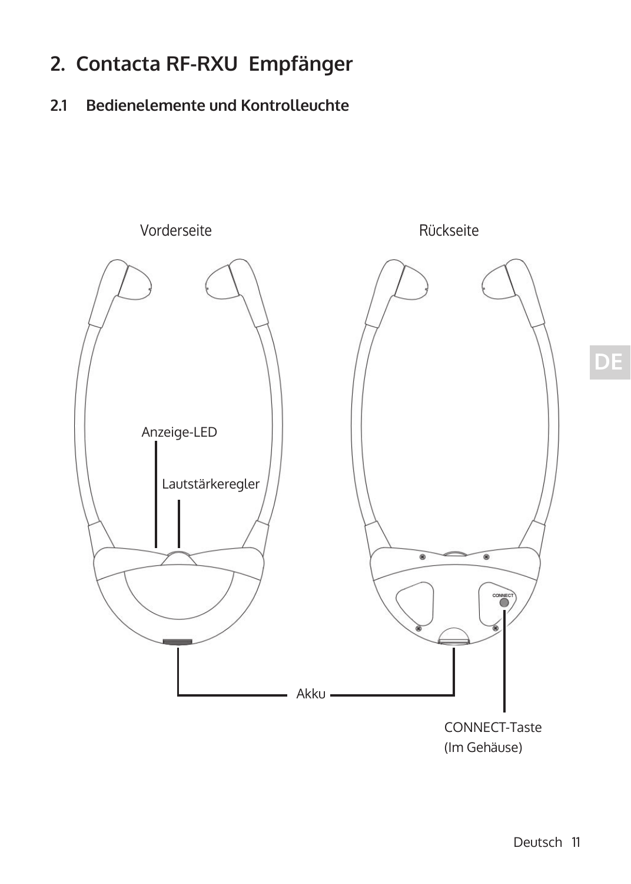# 2. Contacta RF-RXU Empfänger

## 2.1 Bedienelemente und Kontrollleuchte

Vorderseite

Rückseite

Anzeige-LED

Lautstärkeregler

Akku

CONNECT-Taste
(Im Gehäuse)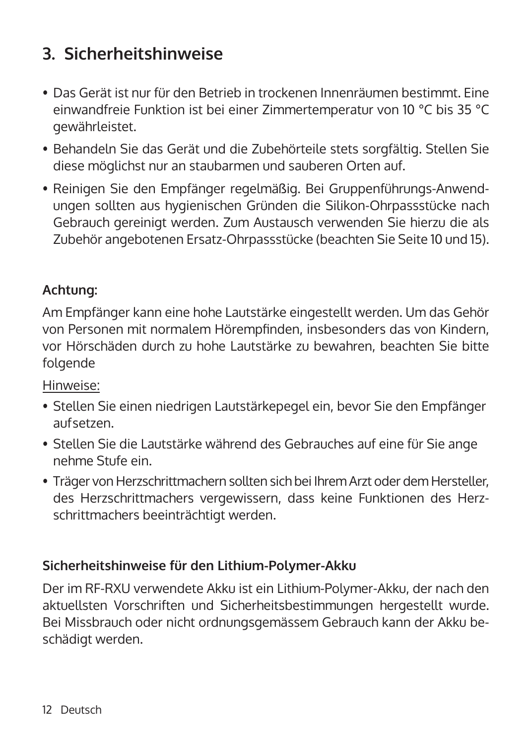## 3. Sicherheitshinweise

- Das Gerät ist nur für den Betrieb in trockenen Innenräumen bestimmt. Eine einwandfreie Funktion ist bei einer Zimmertemperatur von 10 °C bis 35 °C gewährleistet.
- Behandeln Sie das Gerät und die Zubehörteile stets sorgfältig. Stellen Sie diese möglichst nur an staubarmen und sauberen Orten auf.
- Reinigen Sie den Empfänger regelmäßig. Bei Gruppenführungs-Anwendungen sollten aus hygienischen Gründen die Silikon-Ohrpassstücke nach Gebrauch gereinigt werden. Zum Austausch verwenden Sie hierzu die als Zubehör angebotenen Ersatz-Ohrpassstücke (beachten Sie Seite 10 und 15).

**Achtung:**

Am Empfänger kann eine hohe Lautstärke eingestellt werden. Um das Gehör von Personen mit normalem Hörempfinden, insbesonders das von Kindern, vor Hörschäden durch zu hohe Lautstärke zu bewahren, beachten Sie bitte folgende

Hinweise:

- Stellen Sie einen niedrigen Lautstärkepegel ein, bevor Sie den Empfänger aufsetzen.
- Stellen Sie die Lautstärke während des Gebrauches auf eine für Sie ange nehme Stufe ein.
- Träger von Herzschrittmachern sollten sich bei Ihrem Arzt oder dem Hersteller, des Herzschrittmachers vergewissern, dass keine Funktionen des Herzschrittmachers beeinträchtigt werden.

**Sicherheitshinweise für den Lithium-Polymer-Akku**

Der im RF-RXU verwendete Akku ist ein Lithium-Polymer-Akku, der nach den aktuellsten Vorschriften und Sicherheitsbestimmungen hergestellt wurde. Bei Missbrauch oder nicht ordnungsgemässem Gebrauch kann der Akku beschädigt werden.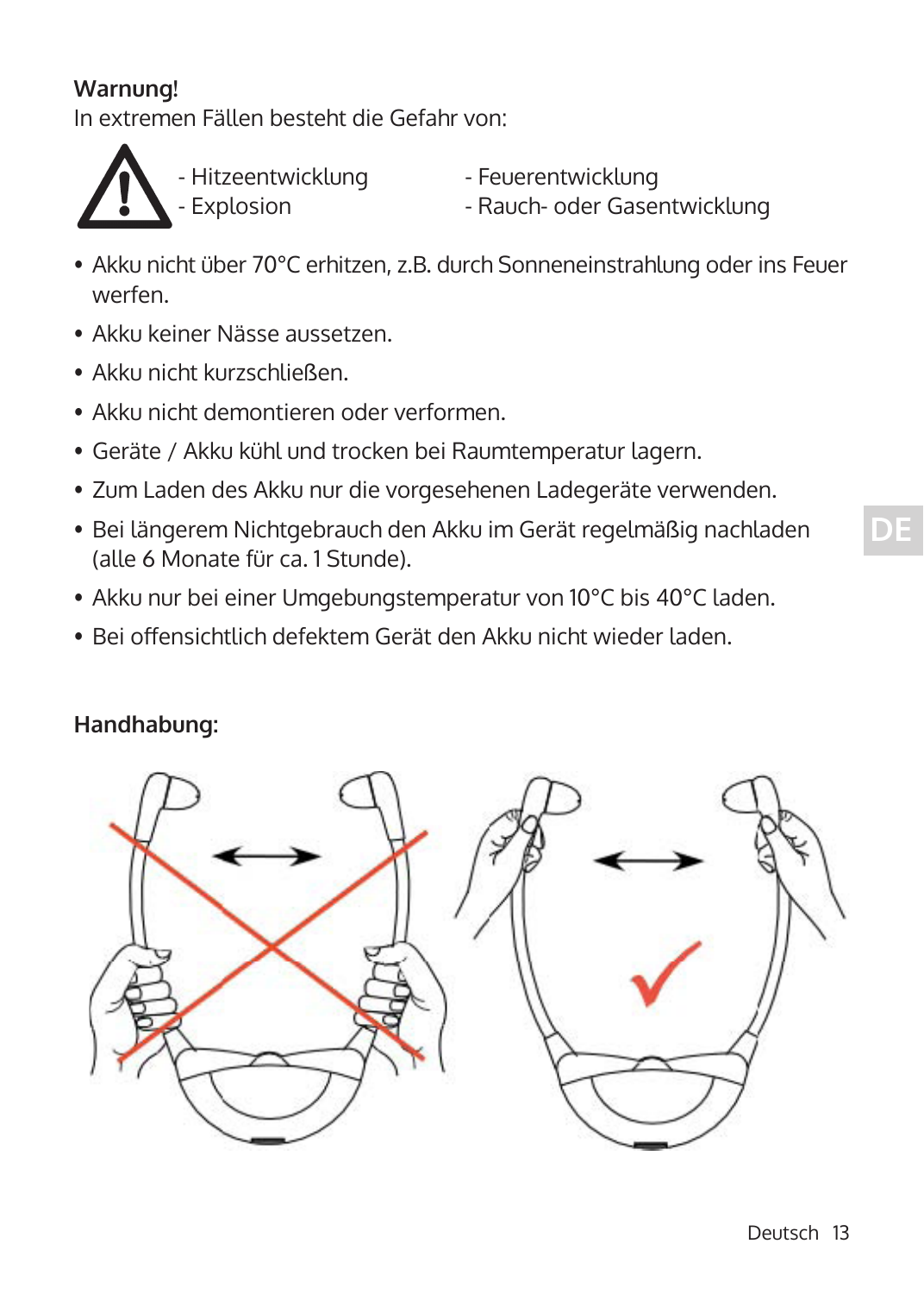**Warnung!**
In extremen Fällen besteht die Gefahr von:

- Hitzeentwicklung
- Explosion
- Feuerentwicklung
- Rauch- oder Gasentwicklung

- Akku nicht über 70°C erhitzen, z.B. durch Sonneneinstrahlung oder ins Feuer werfen.
- Akku keiner Nässe aussetzen.
- Akku nicht kurzschließen.
- Akku nicht demontieren oder verformen.
- Geräte / Akku kühl und trocken bei Raumtemperatur lagern.
- Zum Laden des Akku nur die vorgesehenen Ladegeräte verwenden.
- Bei längerem Nichtgebrauch den Akku im Gerät regelmäßig nachladen (alle 6 Monate für ca. 1 Stunde).
- Akku nur bei einer Umgebungstemperatur von 10°C bis 40°C laden.
- Bei offensichtlich defektem Gerät den Akku nicht wieder laden.

**Handhabung:**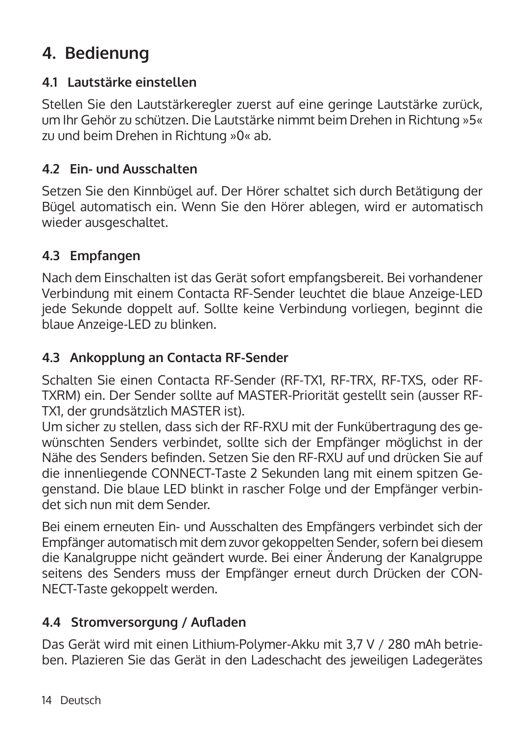# 4. Bedienung

## 4.1 Lautstärke einstellen

Stellen Sie den Lautstärkeregler zuerst auf eine geringe Lautstärke zurück, um Ihr Gehör zu schützen. Die Lautstärke nimmt beim Drehen in Richtung »5« zu und beim Drehen in Richtung »0« ab.

## 4.2 Ein- und Ausschalten

Setzen Sie den Kinnbügel auf. Der Hörer schaltet sich durch Betätigung der Bügel automatisch ein. Wenn Sie den Hörer ablegen, wird er automatisch wieder ausgeschaltet.

## 4.3 Empfangen

Nach dem Einschalten ist das Gerät sofort empfangsbereit. Bei vorhandener Verbindung mit einem Contacta RF-Sender leuchtet die blaue Anzeige-LED jede Sekunde doppelt auf. Sollte keine Verbindung vorliegen, beginnt die blaue Anzeige-LED zu blinken.

## 4.3 Ankopplung an Contacta RF-Sender

Schalten Sie einen Contacta RF-Sender (RF-TX1, RF-TRX, RF-TXS, oder RF-TXRM) ein. Der Sender sollte auf MASTER-Priorität gestellt sein (ausser RF-TX1, der grundsätzlich MASTER ist).
Um sicher zu stellen, dass sich der RF-RXU mit der Funkübertragung des gewünschten Senders verbindet, sollte sich der Empfänger möglichst in der Nähe des Senders befinden. Setzen Sie den RF-RXU auf und drücken Sie auf die innenliegende CONNECT-Taste 2 Sekunden lang mit einem spitzen Gegenstand. Die blaue LED blinkt in rascher Folge und der Empfänger verbindet sich nun mit dem Sender.

Bei einem erneuten Ein- und Ausschalten des Empfängers verbindet sich der Empfänger automatisch mit dem zuvor gekoppelten Sender, sofern bei diesem die Kanalgruppe nicht geändert wurde. Bei einer Änderung der Kanalgruppe seitens des Senders muss der Empfänger erneut durch Drücken der CONNECT-Taste gekoppelt werden.

## 4.4 Stromversorgung / Aufladen

Das Gerät wird mit einen Lithium-Polymer-Akku mit 3,7 V / 280 mAh betrieben. Plazieren Sie das Gerät in den Ladeschacht des jeweiligen Ladegerätes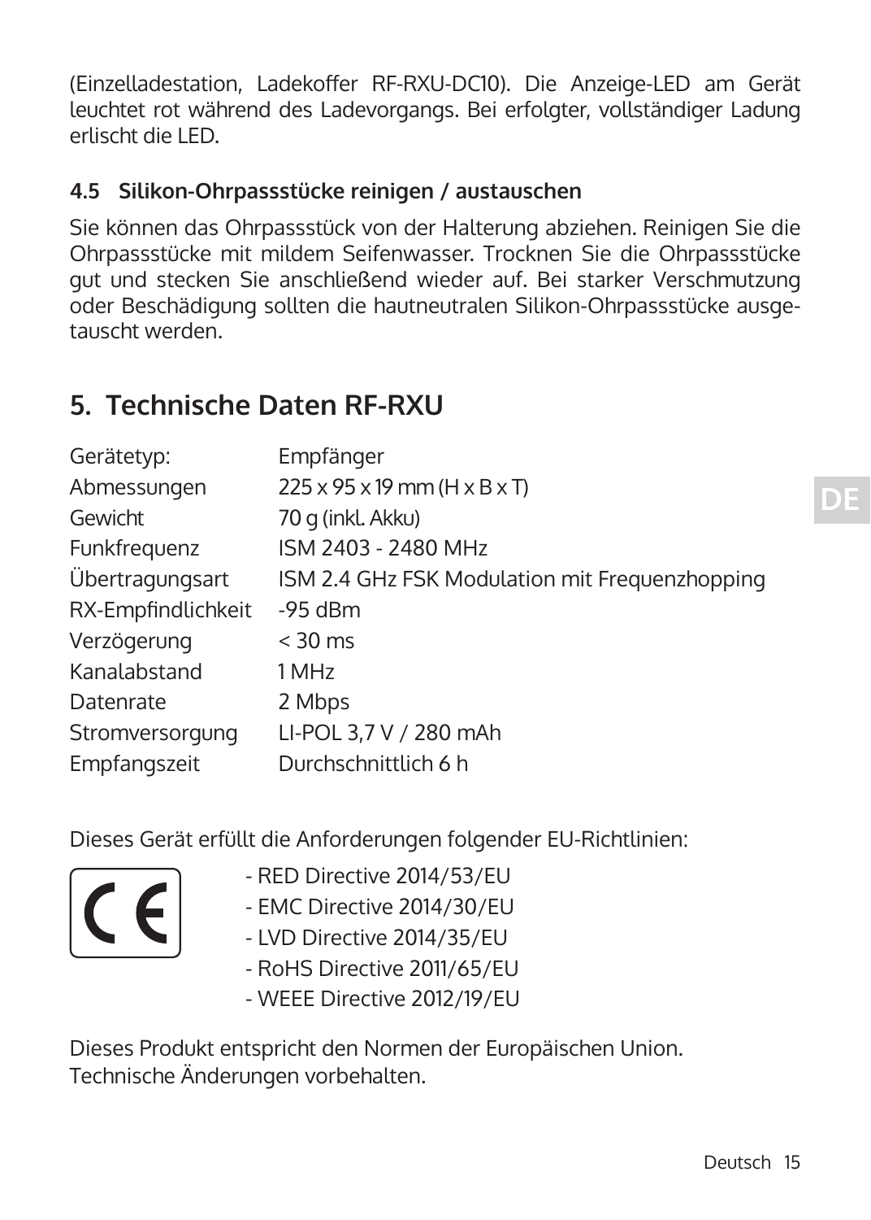(Einzelladestation, Ladekoffer RF-RXU-DC10). Die Anzeige-LED am Gerät leuchtet rot während des Ladevorgangs. Bei erfolgter, vollständiger Ladung erlischt die LED.

### 4.5 Silikon-Ohrpassstücke reinigen / austauschen

Sie können das Ohrpassstück von der Halterung abziehen. Reinigen Sie die Ohrpassstücke mit mildem Seifenwasser. Trocknen Sie die Ohrpassstücke gut und stecken Sie anschließend wieder auf. Bei starker Verschmutzung oder Beschädigung sollten die hautneutralen Silikon-Ohrpassstücke ausgetauscht werden.

## 5. Technische Daten RF-RXU

| | |
|---|---|
| Gerätetyp: | Empfänger |
| Abmessungen | 225 x 95 x 19 mm (H x B x T) |
| Gewicht | 70 g (inkl. Akku) |
| Funkfrequenz | ISM 2403 - 2480 MHz |
| Übertragungsart | ISM 2.4 GHz FSK Modulation mit Frequenzhopping |
| RX-Empfindlichkeit | -95 dBm |
| Verzögerung | < 30 ms |
| Kanalabstand | 1 MHz |
| Datenrate | 2 Mbps |
| Stromversorgung | LI-POL 3,7 V / 280 mAh |
| Empfangszeit | Durchschnittlich 6 h |

Dieses Gerät erfüllt die Anforderungen folgender EU-Richtlinien:

CE

- RED Directive 2014/53/EU
- EMC Directive 2014/30/EU
- LVD Directive 2014/35/EU
- RoHS Directive 2011/65/EU
- WEEE Directive 2012/19/EU

Dieses Produkt entspricht den Normen der Europäischen Union.
Technische Änderungen vorbehalten.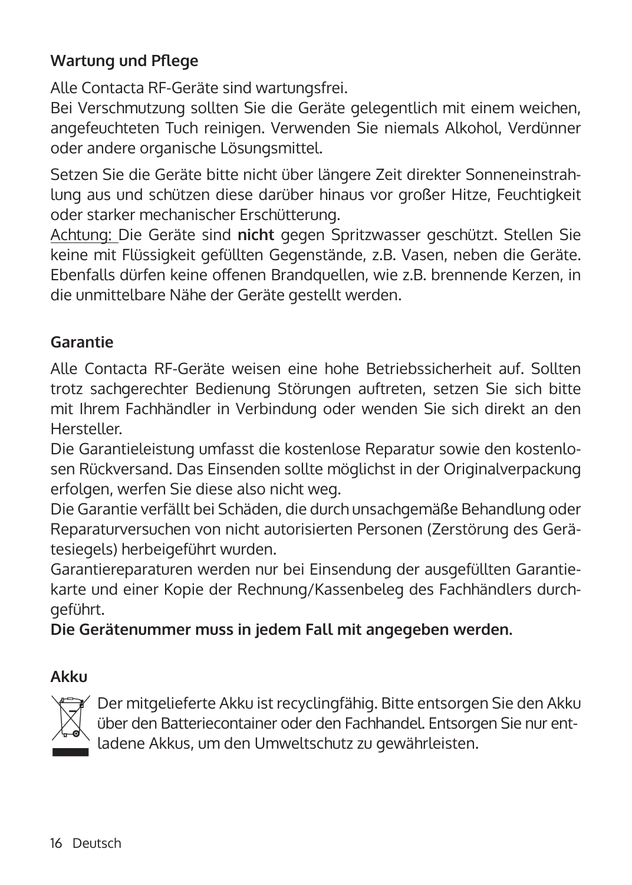## Wartung und Pflege

Alle Contacta RF-Geräte sind wartungsfrei.
Bei Verschmutzung sollten Sie die Geräte gelegentlich mit einem weichen, angefeuchteten Tuch reinigen. Verwenden Sie niemals Alkohol, Verdünner oder andere organische Lösungsmittel.

Setzen Sie die Geräte bitte nicht über längere Zeit direkter Sonneneinstrahlung aus und schützen diese darüber hinaus vor großer Hitze, Feuchtigkeit oder starker mechanischer Erschütterung.
Achtung: Die Geräte sind **nicht** gegen Spritzwasser geschützt. Stellen Sie keine mit Flüssigkeit gefüllten Gegenstände, z.B. Vasen, neben die Geräte. Ebenfalls dürfen keine offenen Brandquellen, wie z.B. brennende Kerzen, in die unmittelbare Nähe der Geräte gestellt werden.

## Garantie

Alle Contacta RF-Geräte weisen eine hohe Betriebssicherheit auf. Sollten trotz sachgerechter Bedienung Störungen auftreten, setzen Sie sich bitte mit Ihrem Fachhändler in Verbindung oder wenden Sie sich direkt an den Hersteller.
Die Garantieleistung umfasst die kostenlose Reparatur sowie den kostenlosen Rückversand. Das Einsenden sollte möglichst in der Originalverpackung erfolgen, werfen Sie diese also nicht weg.
Die Garantie verfällt bei Schäden, die durch unsachgemäße Behandlung oder Reparaturversuchen von nicht autorisierten Personen (Zerstörung des Gerätesiegels) herbeigeführt wurden.
Garantiereparaturen werden nur bei Einsendung der ausgefüllten Garantiekarte und einer Kopie der Rechnung/Kassenbeleg des Fachhändlers durchgeführt.
**Die Gerätenummer muss in jedem Fall mit angegeben werden.**

## Akku

Der mitgelieferte Akku ist recyclingfähig. Bitte entsorgen Sie den Akku über den Batteriecontainer oder den Fachhandel. Entsorgen Sie nur entladene Akkus, um den Umweltschutz zu gewährleisten.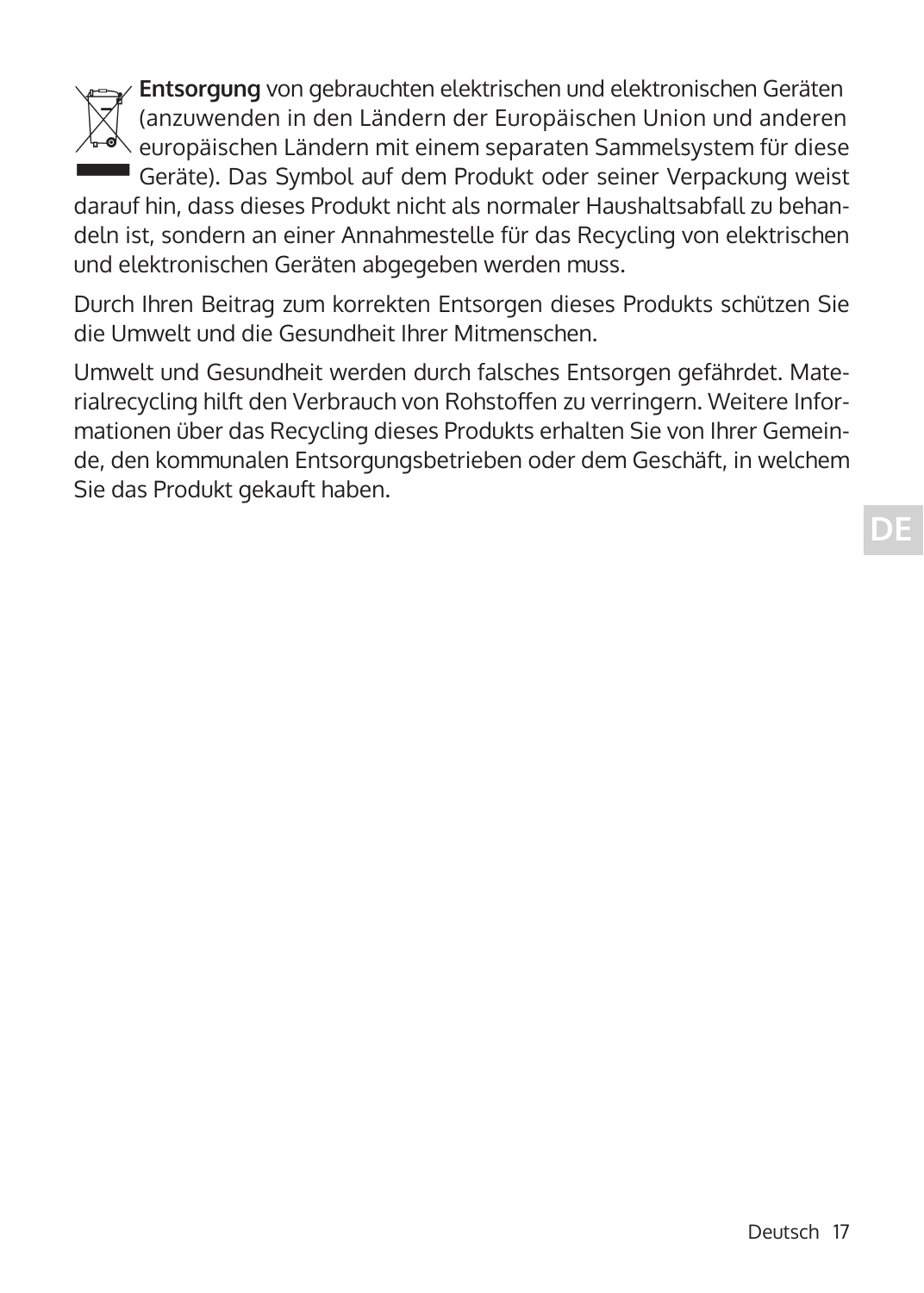**Entsorgung** von gebrauchten elektrischen und elektronischen Geräten (anzuwenden in den Ländern der Europäischen Union und anderen europäischen Ländern mit einem separaten Sammelsystem für diese Geräte). Das Symbol auf dem Produkt oder seiner Verpackung weist darauf hin, dass dieses Produkt nicht als normaler Haushaltsabfall zu behandeln ist, sondern an einer Annahmestelle für das Recycling von elektrischen und elektronischen Geräten abgegeben werden muss.

Durch Ihren Beitrag zum korrekten Entsorgen dieses Produkts schützen Sie die Umwelt und die Gesundheit Ihrer Mitmenschen.

Umwelt und Gesundheit werden durch falsches Entsorgen gefährdet. Materialrecycling hilft den Verbrauch von Rohstoffen zu verringern. Weitere Informationen über das Recycling dieses Produkts erhalten Sie von Ihrer Gemeinde, den kommunalen Entsorgungsbetrieben oder dem Geschäft, in welchem Sie das Produkt gekauft haben.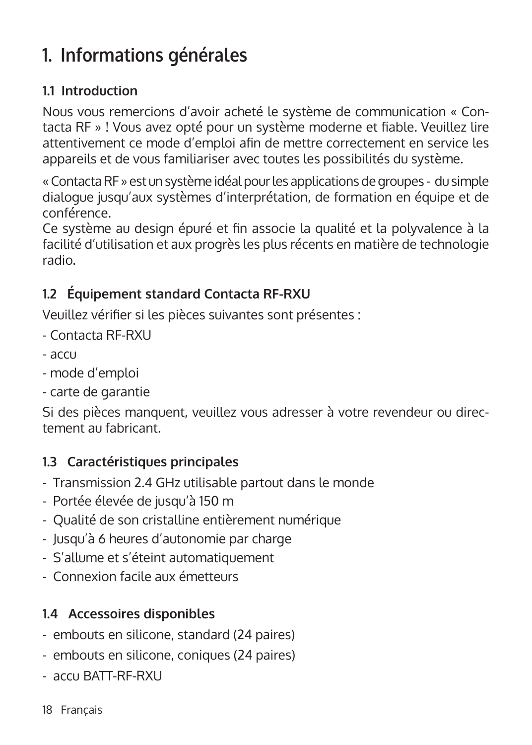# 1. Informations générales

## 1.1 Introduction

Nous vous remercions d'avoir acheté le système de communication « Contacta RF » ! Vous avez opté pour un système moderne et fiable. Veuillez lire attentivement ce mode d'emploi afin de mettre correctement en service les appareils et de vous familiariser avec toutes les possibilités du système.

« Contacta RF » est un système idéal pour les applications de groupes - du simple dialogue jusqu'aux systèmes d'interprétation, de formation en équipe et de conférence.
Ce système au design épuré et fin associe la qualité et la polyvalence à la facilité d'utilisation et aux progrès les plus récents en matière de technologie radio.

## 1.2 Équipement standard Contacta RF-RXU

Veuillez vérifier si les pièces suivantes sont présentes :

- Contacta RF-RXU
- accu
- mode d'emploi
- carte de garantie

Si des pièces manquent, veuillez vous adresser à votre revendeur ou directement au fabricant.

## 1.3 Caractéristiques principales

- Transmission 2.4 GHz utilisable partout dans le monde
- Portée élevée de jusqu'à 150 m
- Qualité de son cristalline entièrement numérique
- Jusqu'à 6 heures d'autonomie par charge
- S'allume et s'éteint automatiquement
- Connexion facile aux émetteurs

## 1.4 Accessoires disponibles

- embouts en silicone, standard (24 paires)
- embouts en silicone, coniques (24 paires)
- accu BATT-RF-RXU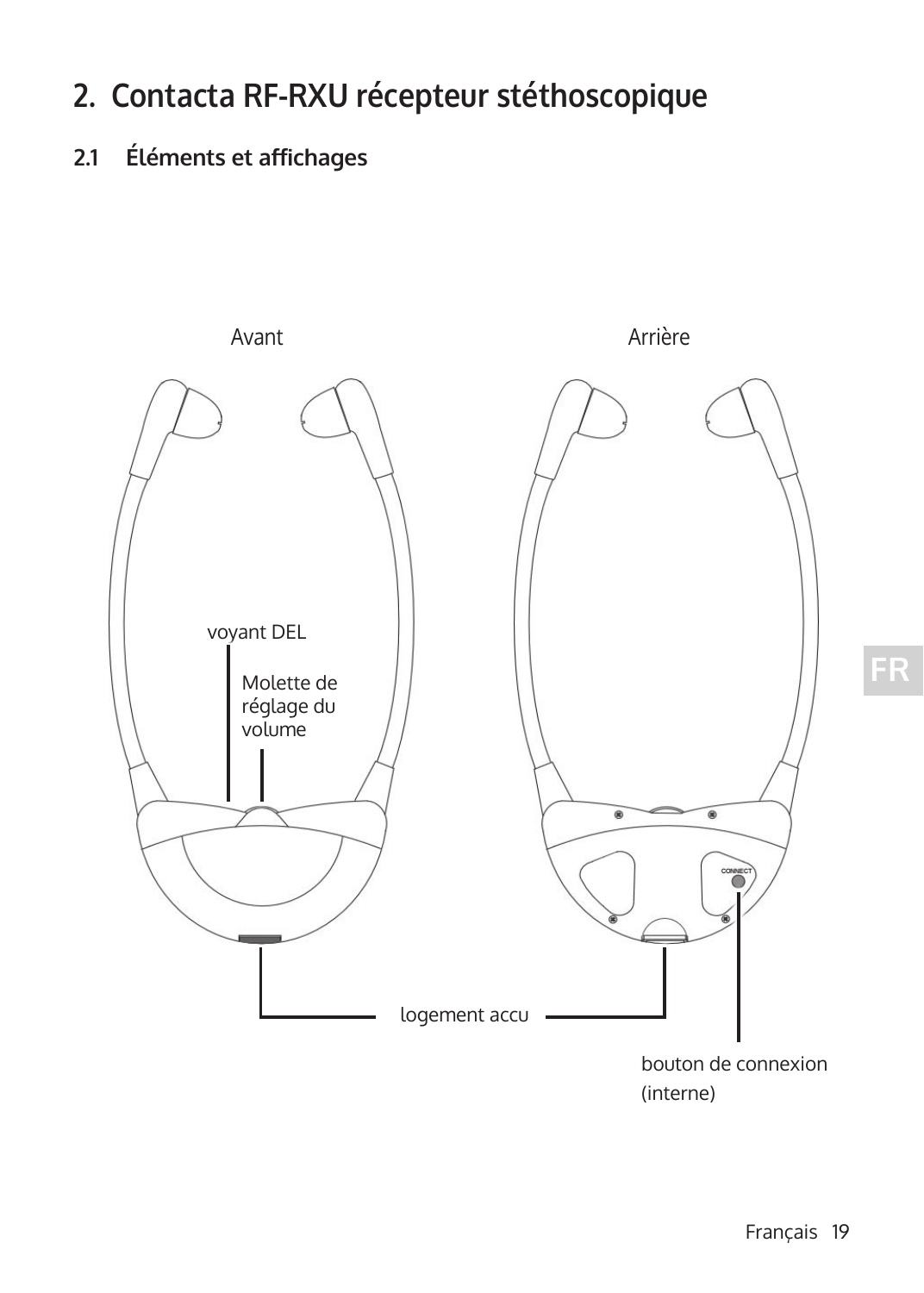## 2. Contacta RF-RXU récepteur stéthoscopique

### 2.1 Éléments et affichages

Avant

Arrière

voyant DEL

Molette de réglage du volume

CONNECT

logement accu

bouton de connexion (interne)

FR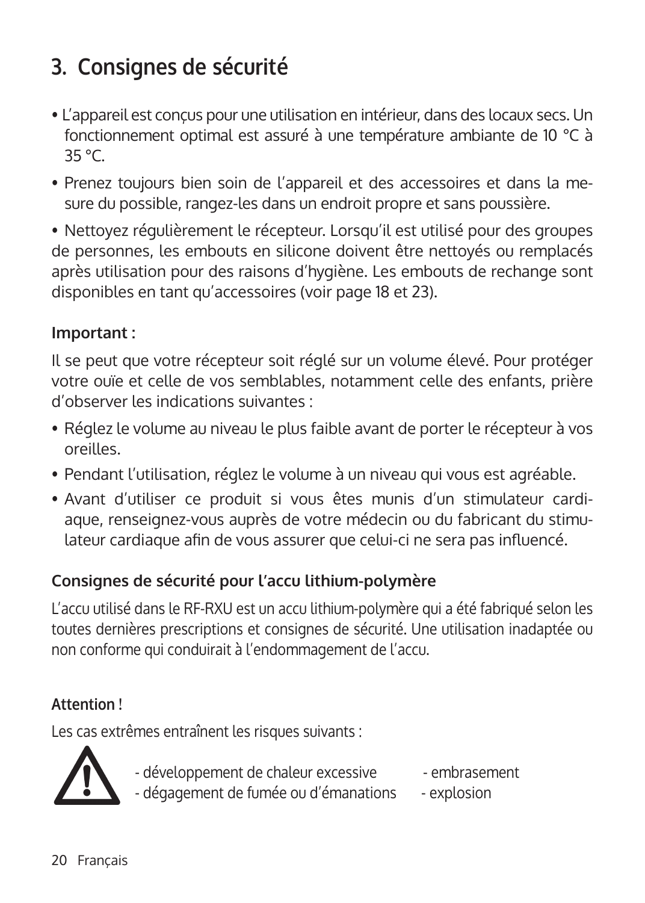# 3. Consignes de sécurité

- L'appareil est conçus pour une utilisation en intérieur, dans des locaux secs. Un fonctionnement optimal est assuré à une température ambiante de 10 °C à 35 °C.
- Prenez toujours bien soin de l'appareil et des accessoires et dans la mesure du possible, rangez-les dans un endroit propre et sans poussière.
- Nettoyez régulièrement le récepteur. Lorsqu'il est utilisé pour des groupes de personnes, les embouts en silicone doivent être nettoyés ou remplacés après utilisation pour des raisons d'hygiène. Les embouts de rechange sont disponibles en tant qu'accessoires (voir page 18 et 23).

**Important :**

Il se peut que votre récepteur soit réglé sur un volume élevé. Pour protéger votre ouïe et celle de vos semblables, notamment celle des enfants, prière d'observer les indications suivantes :

- Réglez le volume au niveau le plus faible avant de porter le récepteur à vos oreilles.
- Pendant l'utilisation, réglez le volume à un niveau qui vous est agréable.
- Avant d'utiliser ce produit si vous êtes munis d'un stimulateur cardiaque, renseignez-vous auprès de votre médecin ou du fabricant du stimulateur cardiaque afin de vous assurer que celui-ci ne sera pas influencé.

**Consignes de sécurité pour l'accu lithium-polymère**

L'accu utilisé dans le RF-RXU est un accu lithium-polymère qui a été fabriqué selon les toutes dernières prescriptions et consignes de sécurité. Une utilisation inadaptée ou non conforme qui conduirait à l'endommagement de l'accu.

**Attention !**

Les cas extrêmes entraînent les risques suivants :

- développement de chaleur excessive
- dégagement de fumée ou d'émanations
- embrasement
- explosion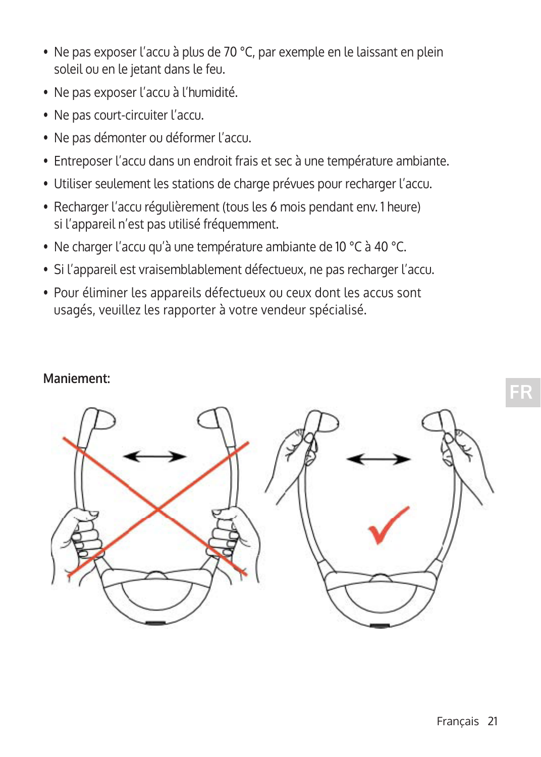- Ne pas exposer l'accu à plus de 70 °C, par exemple en le laissant en plein soleil ou en le jetant dans le feu.
- Ne pas exposer l'accu à l'humidité.
- Ne pas court-circuiter l'accu.
- Ne pas démonter ou déformer l'accu.
- Entreposer l'accu dans un endroit frais et sec à une température ambiante.
- Utiliser seulement les stations de charge prévues pour recharger l'accu.
- Recharger l'accu régulièrement (tous les 6 mois pendant env. 1 heure) si l'appareil n'est pas utilisé fréquemment.
- Ne charger l'accu qu'à une température ambiante de 10 °C à 40 °C.
- Si l'appareil est vraisemblablement défectueux, ne pas recharger l'accu.
- Pour éliminer les appareils défectueux ou ceux dont les accus sont usagés, veuillez les rapporter à votre vendeur spécialisé.

**Maniement:**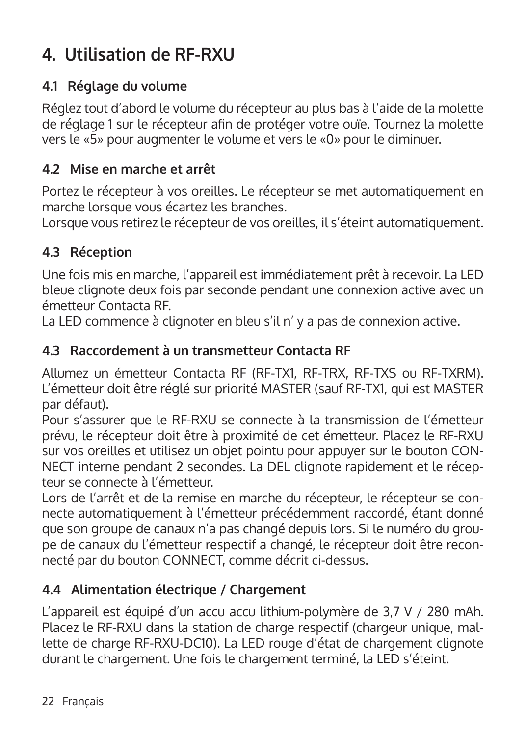# 4. Utilisation de RF-RXU

## 4.1 Réglage du volume

Réglez tout d'abord le volume du récepteur au plus bas à l'aide de la molette de réglage 1 sur le récepteur afin de protéger votre ouïe. Tournez la molette vers le «5» pour augmenter le volume et vers le «0» pour le diminuer.

## 4.2 Mise en marche et arrêt

Portez le récepteur à vos oreilles. Le récepteur se met automatiquement en marche lorsque vous écartez les branches.
Lorsque vous retirez le récepteur de vos oreilles, il s'éteint automatiquement.

## 4.3 Réception

Une fois mis en marche, l'appareil est immédiatement prêt à recevoir. La LED bleue clignote deux fois par seconde pendant une connexion active avec un émetteur Contacta RF.
La LED commence à clignoter en bleu s'il n' y a pas de connexion active.

## 4.3 Raccordement à un transmetteur Contacta RF

Allumez un émetteur Contacta RF (RF-TX1, RF-TRX, RF-TXS ou RF-TXRM). L'émetteur doit être réglé sur priorité MASTER (sauf RF-TX1, qui est MASTER par défaut).
Pour s'assurer que le RF-RXU se connecte à la transmission de l'émetteur prévu, le récepteur doit être à proximité de cet émetteur. Placez le RF-RXU sur vos oreilles et utilisez un objet pointu pour appuyer sur le bouton CONNECT interne pendant 2 secondes. La DEL clignote rapidement et le récepteur se connecte à l'émetteur.
Lors de l'arrêt et de la remise en marche du récepteur, le récepteur se connecte automatiquement à l'émetteur précédemment raccordé, étant donné que son groupe de canaux n'a pas changé depuis lors. Si le numéro du groupe de canaux du l'émetteur respectif a changé, le récepteur doit être reconnecté par du bouton CONNECT, comme décrit ci-dessus.

## 4.4 Alimentation électrique / Chargement

L'appareil est équipé d'un accu accu lithium-polymère de 3,7 V / 280 mAh. Placez le RF-RXU dans la station de charge respectif (chargeur unique, mallette de charge RF-RXU-DC10). La LED rouge d'état de chargement clignote durant le chargement. Une fois le chargement terminé, la LED s'éteint.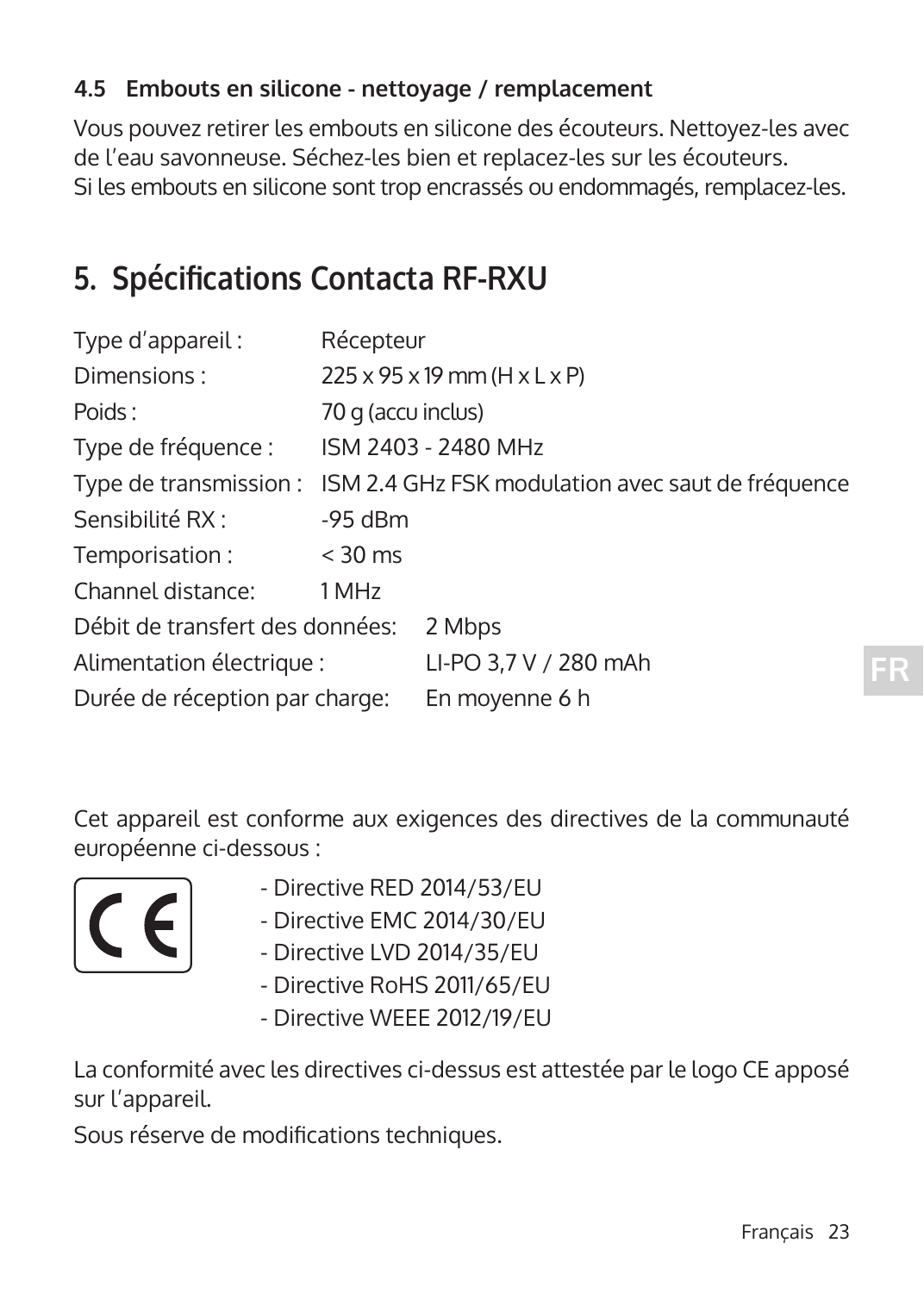### 4.5 Embouts en silicone - nettoyage / remplacement

Vous pouvez retirer les embouts en silicone des écouteurs. Nettoyez-les avec de l'eau savonneuse. Séchez-les bien et replacez-les sur les écouteurs.
Si les embouts en silicone sont trop encrassés ou endommagés, remplacez-les.

## 5. Spécifications Contacta RF-RXU

| | |
|---|---|
| Type d'appareil : | Récepteur |
| Dimensions : | 225 x 95 x 19 mm (H x L x P) |
| Poids : | 70 g (accu inclus) |
| Type de fréquence : | ISM 2403 - 2480 MHz |
| Type de transmission : | ISM 2.4 GHz FSK modulation avec saut de fréquence |
| Sensibilité RX : | -95 dBm |
| Temporisation : | < 30 ms |
| Channel distance: | 1 MHz |
| Débit de transfert des données: | 2 Mbps |
| Alimentation électrique : | LI-PO 3,7 V / 280 mAh |
| Durée de réception par charge: | En moyenne 6 h |

Cet appareil est conforme aux exigences des directives de la communauté européenne ci-dessous :

- Directive RED 2014/53/EU
- Directive EMC 2014/30/EU
- Directive LVD 2014/35/EU
- Directive RoHS 2011/65/EU
- Directive WEEE 2012/19/EU

La conformité avec les directives ci-dessus est attestée par le logo CE apposé sur l'appareil.

Sous réserve de modifications techniques.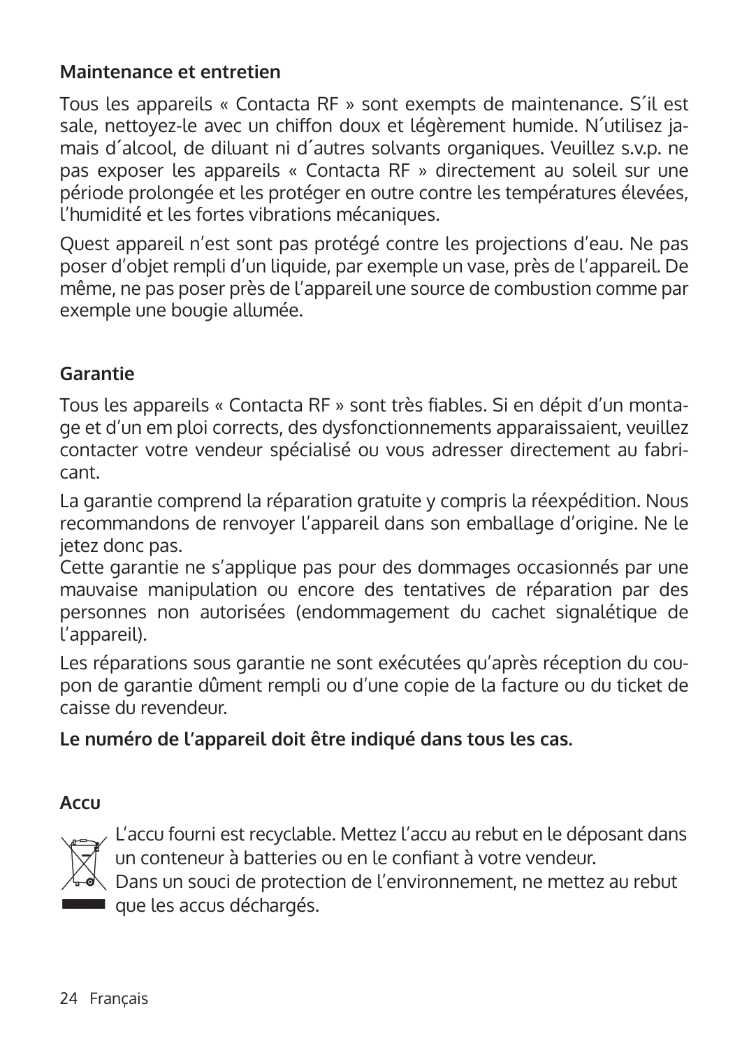## Maintenance et entretien

Tous les appareils « Contacta RF » sont exempts de maintenance. S´il est sale, nettoyez-le avec un chiffon doux et légèrement humide. N´utilisez jamais d´alcool, de diluant ni d´autres solvants organiques. Veuillez s.v.p. ne pas exposer les appareils « Contacta RF » directement au soleil sur une période prolongée et les protéger en outre contre les températures élevées, l'humidité et les fortes vibrations mécaniques.

Quest appareil n'est sont pas protégé contre les projections d'eau. Ne pas poser d'objet rempli d'un liquide, par exemple un vase, près de l'appareil. De même, ne pas poser près de l'appareil une source de combustion comme par exemple une bougie allumée.

## Garantie

Tous les appareils « Contacta RF » sont très fiables. Si en dépit d'un montage et d'un em ploi corrects, des dysfonctionnements apparaissaient, veuillez contacter votre vendeur spécialisé ou vous adresser directement au fabricant.

La garantie comprend la réparation gratuite y compris la réexpédition. Nous recommandons de renvoyer l'appareil dans son emballage d'origine. Ne le jetez donc pas.
Cette garantie ne s'applique pas pour des dommages occasionnés par une mauvaise manipulation ou encore des tentatives de réparation par des personnes non autorisées (endommagement du cachet signalétique de l'appareil).

Les réparations sous garantie ne sont exécutées qu'après réception du coupon de garantie dûment rempli ou d'une copie de la facture ou du ticket de caisse du revendeur.

**Le numéro de l'appareil doit être indiqué dans tous les cas.**

## Accu

L'accu fourni est recyclable. Mettez l'accu au rebut en le déposant dans un conteneur à batteries ou en le confiant à votre vendeur.
Dans un souci de protection de l'environnement, ne mettez au rebut que les accus déchargés.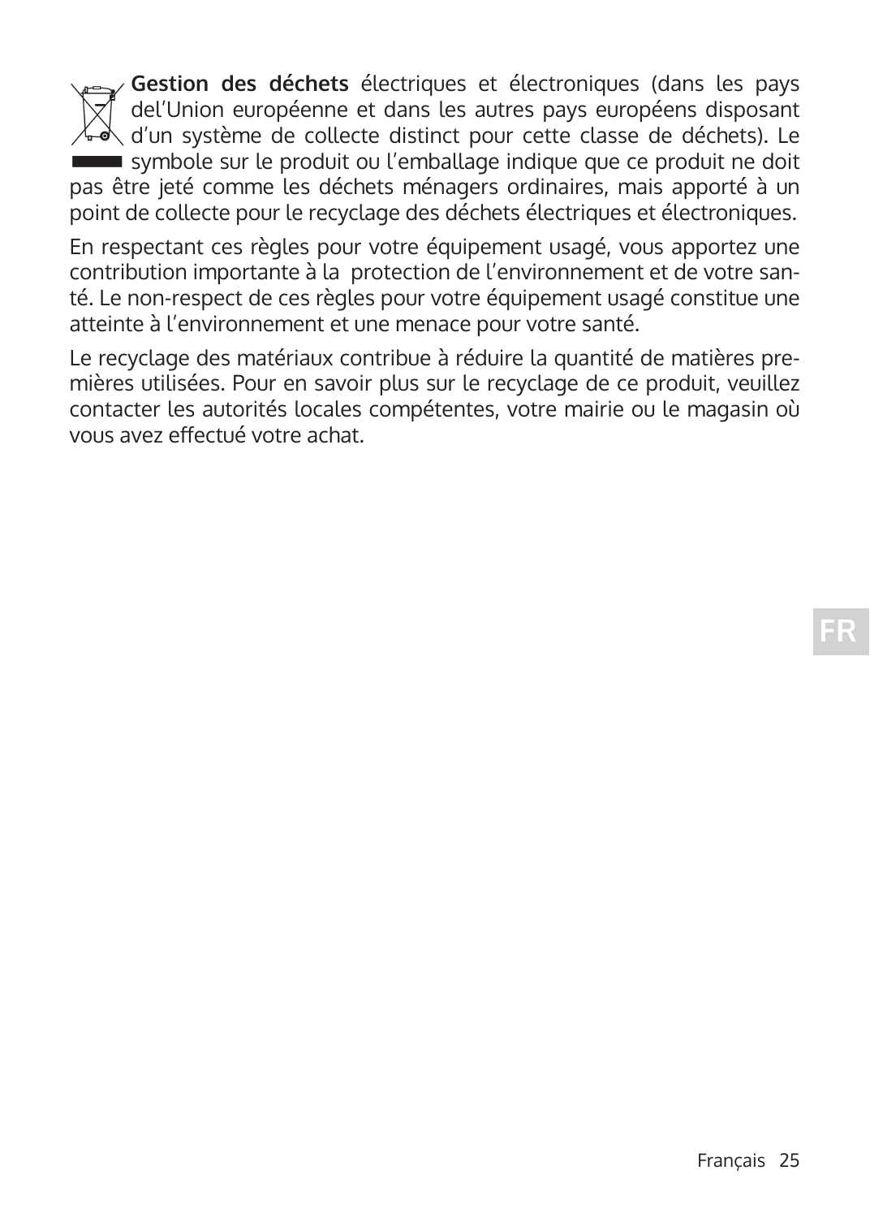**Gestion des déchets** électriques et électroniques (dans les pays del'Union européenne et dans les autres pays européens disposant d'un système de collecte distinct pour cette classe de déchets). Le symbole sur le produit ou l'emballage indique que ce produit ne doit pas être jeté comme les déchets ménagers ordinaires, mais apporté à un point de collecte pour le recyclage des déchets électriques et électroniques.

En respectant ces règles pour votre équipement usagé, vous apportez une contribution importante à la protection de l'environnement et de votre santé. Le non-respect de ces règles pour votre équipement usagé constitue une atteinte à l'environnement et une menace pour votre santé.

Le recyclage des matériaux contribue à réduire la quantité de matières premières utilisées. Pour en savoir plus sur le recyclage de ce produit, veuillez contacter les autorités locales compétentes, votre mairie ou le magasin où vous avez effectué votre achat.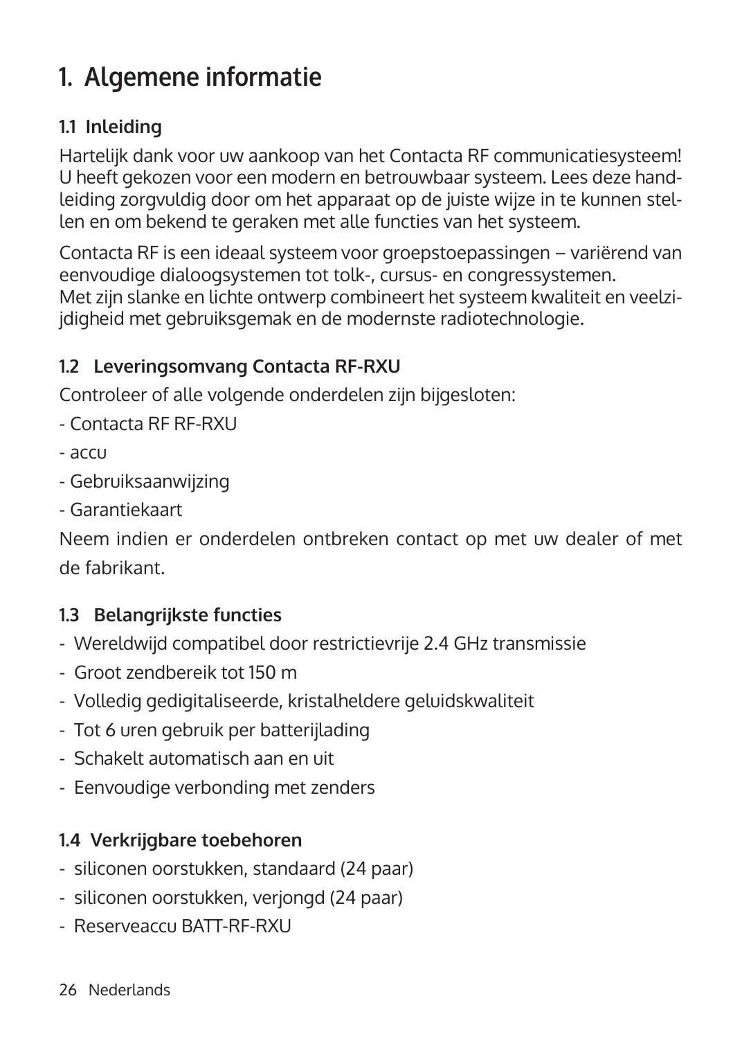# 1. Algemene informatie

## 1.1 Inleiding

Hartelijk dank voor uw aankoop van het Contacta RF communicatiesysteem! U heeft gekozen voor een modern en betrouwbaar systeem. Lees deze handleiding zorgvuldig door om het apparaat op de juiste wijze in te kunnen stellen en om bekend te geraken met alle functies van het systeem.

Contacta RF is een ideaal systeem voor groepstoepassingen – variërend van eenvoudige dialoogsystemen tot tolk-, cursus- en congressystemen.
Met zijn slanke en lichte ontwerp combineert het systeem kwaliteit en veelzijdigheid met gebruiksgemak en de modernste radiotechnologie.

## 1.2 Leveringsomvang Contacta RF-RXU

Controleer of alle volgende onderdelen zijn bijgesloten:

- Contacta RF RF-RXU
- accu
- Gebruiksaanwijzing
- Garantiekaart

Neem indien er onderdelen ontbreken contact op met uw dealer of met de fabrikant.

## 1.3 Belangrijkste functies

- Wereldwijd compatibel door restrictievrije 2.4 GHz transmissie
- Groot zendbereik tot 150 m
- Volledig gedigitaliseerde, kristalheldere geluidskwaliteit
- Tot 6 uren gebruik per batterijlading
- Schakelt automatisch aan en uit
- Eenvoudige verbonding met zenders

## 1.4 Verkrijgbare toebehoren

- siliconen oorstukken, standaard (24 paar)
- siliconen oorstukken, verjongd (24 paar)
- Reserveaccu BATT-RF-RXU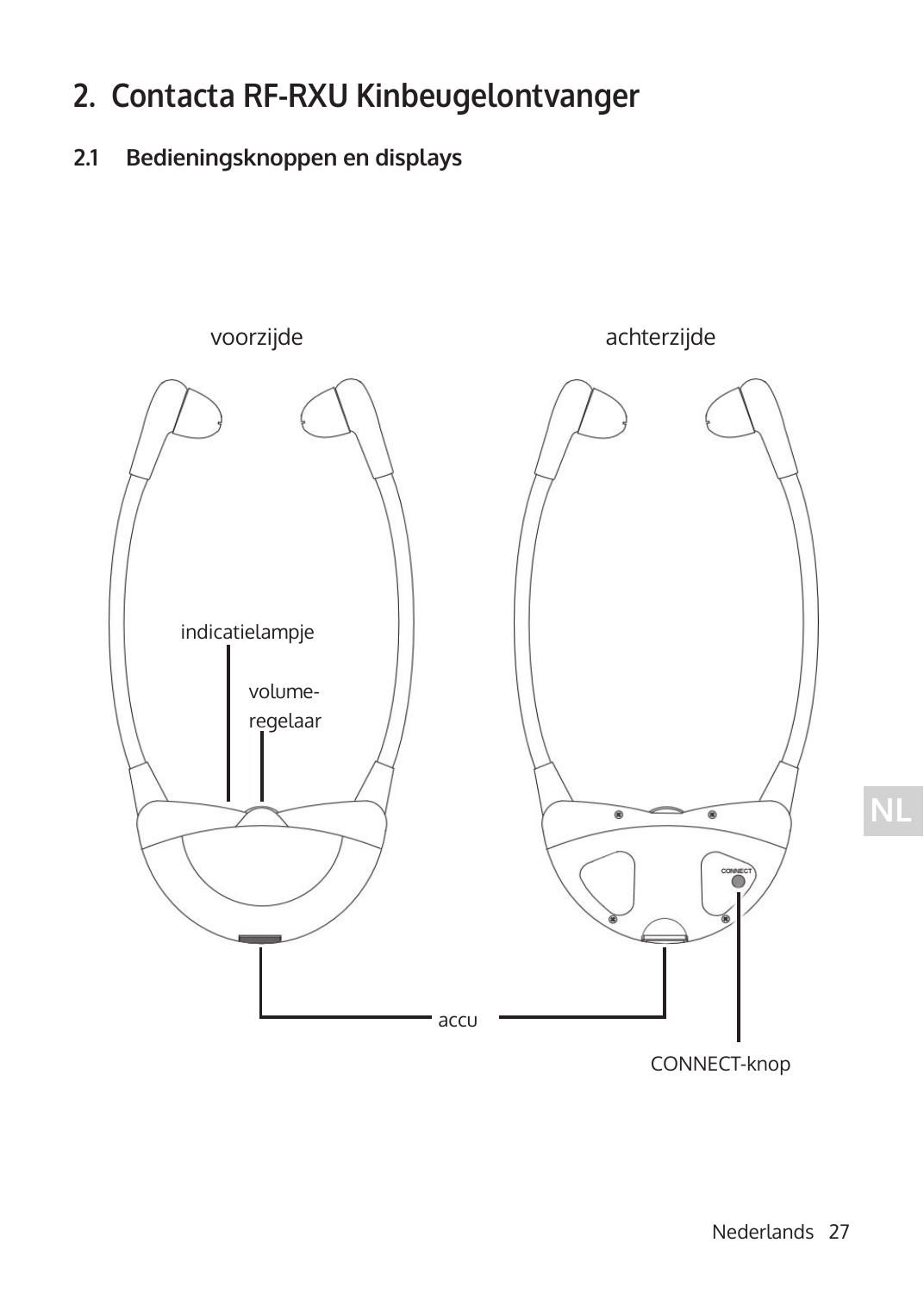# 2. Contacta RF-RXU Kinbeugelontvanger

## 2.1 Bedieningsknoppen en displays

voorzijde

achterzijde

indicatielampje

volume-regelaar

accu

CONNECT-knop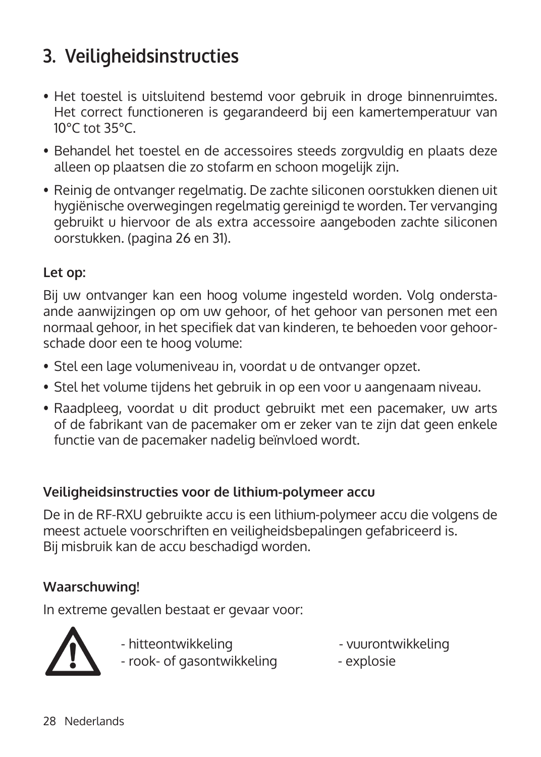# 3. Veiligheidsinstructies

- Het toestel is uitsluitend bestemd voor gebruik in droge binnenruimtes. Het correct functioneren is gegarandeerd bij een kamertemperatuur van 10°C tot 35°C.
- Behandel het toestel en de accessoires steeds zorgvuldig en plaats deze alleen op plaatsen die zo stofarm en schoon mogelijk zijn.
- Reinig de ontvanger regelmatig. De zachte siliconen oorstukken dienen uit hygiënische overwegingen regelmatig gereinigd te worden. Ter vervanging gebruikt u hiervoor de als extra accessoire aangeboden zachte siliconen oorstukken. (pagina 26 en 31).

**Let op:**

Bij uw ontvanger kan een hoog volume ingesteld worden. Volg onderstaande aanwijzingen op om uw gehoor, of het gehoor van personen met een normaal gehoor, in het specifiek dat van kinderen, te behoeden voor gehoorschade door een te hoog volume:

- Stel een lage volumeniveau in, voordat u de ontvanger opzet.
- Stel het volume tijdens het gebruik in op een voor u aangenaam niveau.
- Raadpleeg, voordat u dit product gebruikt met een pacemaker, uw arts of de fabrikant van de pacemaker om er zeker van te zijn dat geen enkele functie van de pacemaker nadelig beïnvloed wordt.

**Veiligheidsinstructies voor de lithium-polymeer accu**

De in de RF-RXU gebruikte accu is een lithium-polymeer accu die volgens de meest actuele voorschriften en veiligheidsbepalingen gefabriceerd is.
Bij misbruik kan de accu beschadigd worden.

**Waarschuwing!**

In extreme gevallen bestaat er gevaar voor:

- hitteontwikkeling
- rook- of gasontwikkeling
- vuurontwikkeling
- explosie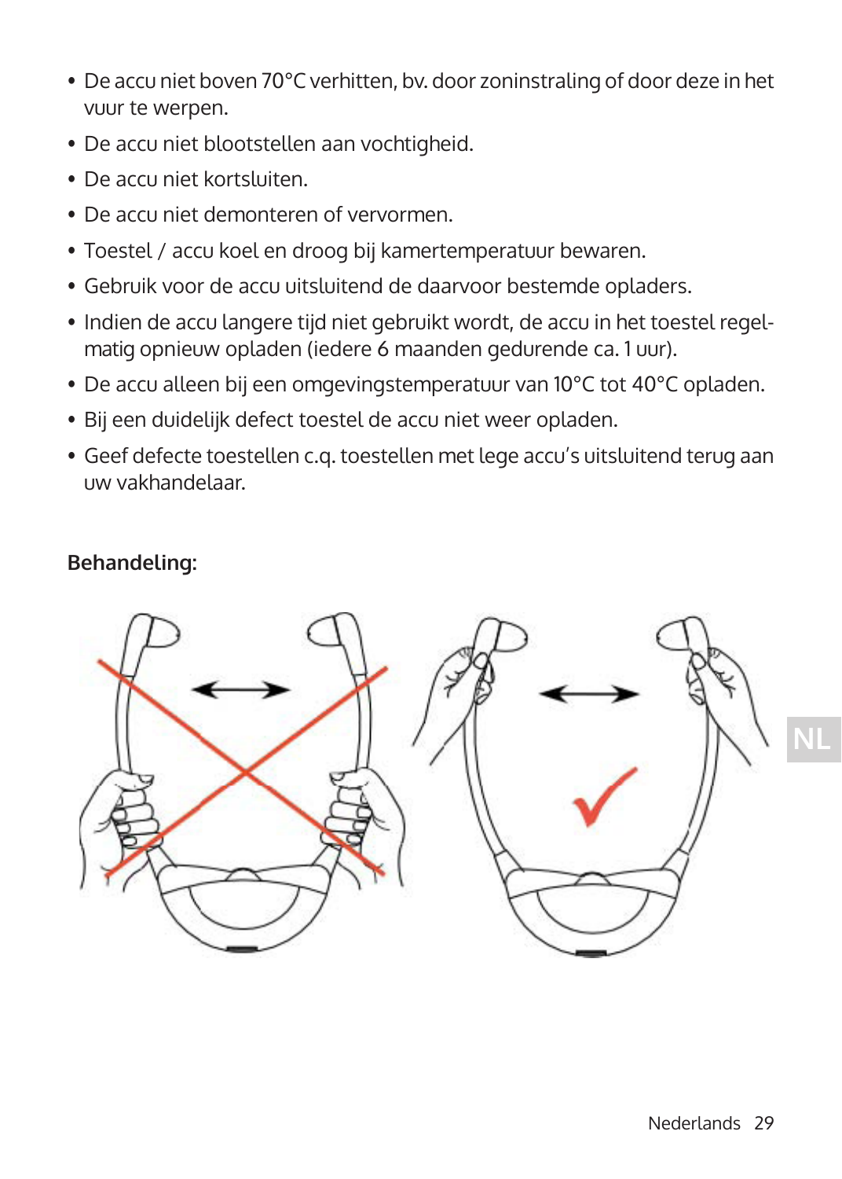- De accu niet boven 70°C verhitten, bv. door zoninstraling of door deze in het vuur te werpen.
- De accu niet blootstellen aan vochtigheid.
- De accu niet kortsluiten.
- De accu niet demonteren of vervormen.
- Toestel / accu koel en droog bij kamertemperatuur bewaren.
- Gebruik voor de accu uitsluitend de daarvoor bestemde opladers.
- Indien de accu langere tijd niet gebruikt wordt, de accu in het toestel regelmatig opnieuw opladen (iedere 6 maanden gedurende ca. 1 uur).
- De accu alleen bij een omgevingstemperatuur van 10°C tot 40°C opladen.
- Bij een duidelijk defect toestel de accu niet weer opladen.
- Geef defecte toestellen c.q. toestellen met lege accu's uitsluitend terug aan uw vakhandelaar.

**Behandeling:**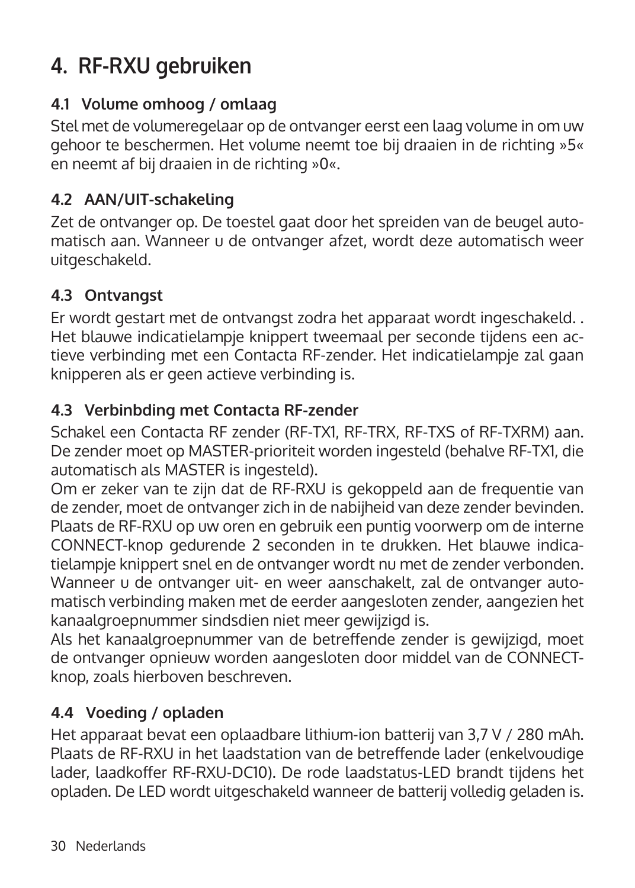# 4. RF-RXU gebruiken

## 4.1 Volume omhoog / omlaag

Stel met de volumeregelaar op de ontvanger eerst een laag volume in om uw gehoor te beschermen. Het volume neemt toe bij draaien in de richting »5« en neemt af bij draaien in de richting »0«.

## 4.2 AAN/UIT-schakeling

Zet de ontvanger op. De toestel gaat door het spreiden van de beugel automatisch aan. Wanneer u de ontvanger afzet, wordt deze automatisch weer uitgeschakeld.

## 4.3 Ontvangst

Er wordt gestart met de ontvangst zodra het apparaat wordt ingeschakeld. . Het blauwe indicatielampje knippert tweemaal per seconde tijdens een actieve verbinding met een Contacta RF-zender. Het indicatielampje zal gaan knipperen als er geen actieve verbinding is.

## 4.3 Verbinbding met Contacta RF-zender

Schakel een Contacta RF zender (RF-TX1, RF-TRX, RF-TXS of RF-TXRM) aan. De zender moet op MASTER-prioriteit worden ingesteld (behalve RF-TX1, die automatisch als MASTER is ingesteld).

Om er zeker van te zijn dat de RF-RXU is gekoppeld aan de frequentie van de zender, moet de ontvanger zich in de nabijheid van deze zender bevinden. Plaats de RF-RXU op uw oren en gebruik een puntig voorwerp om de interne CONNECT-knop gedurende 2 seconden in te drukken. Het blauwe indicatielampje knippert snel en de ontvanger wordt nu met de zender verbonden. Wanneer u de ontvanger uit- en weer aanschakelt, zal de ontvanger automatisch verbinding maken met de eerder aangesloten zender, aangezien het kanaalgroepnummer sindsdien niet meer gewijzigd is.

Als het kanaalgroepnummer van de betreffende zender is gewijzigd, moet de ontvanger opnieuw worden aangesloten door middel van de CONNECT-knop, zoals hierboven beschreven.

## 4.4 Voeding / opladen

Het apparaat bevat een oplaadbare lithium-ion batterij van 3,7 V / 280 mAh. Plaats de RF-RXU in het laadstation van de betreffende lader (enkelvoudige lader, laadkoffer RF-RXU-DC10). De rode laadstatus-LED brandt tijdens het opladen. De LED wordt uitgeschakeld wanneer de batterij volledig geladen is.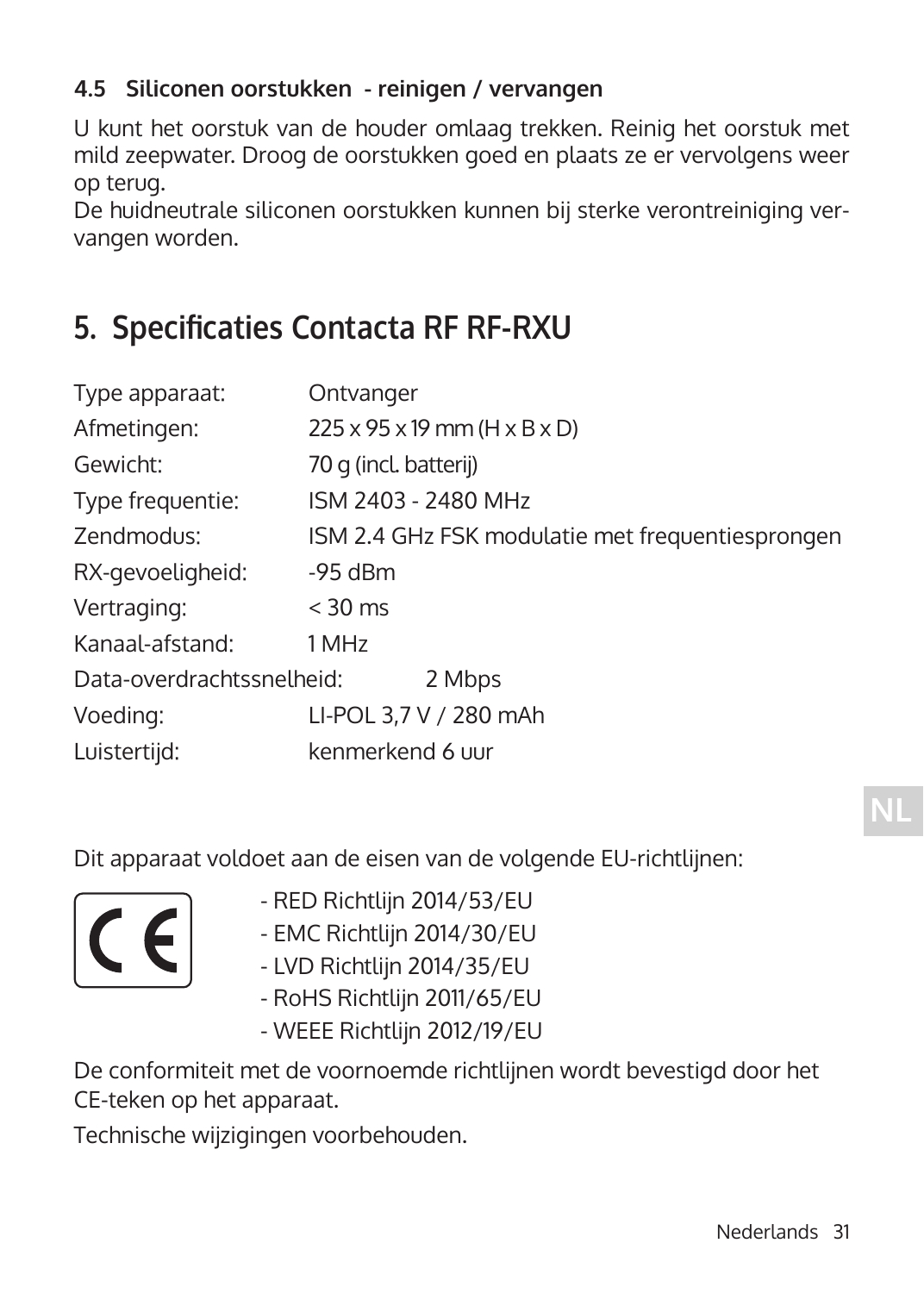### 4.5 Siliconen oorstukken - reinigen / vervangen

U kunt het oorstuk van de houder omlaag trekken. Reinig het oorstuk met mild zeepwater. Droog de oorstukken goed en plaats ze er vervolgens weer op terug.
De huidneutrale siliconen oorstukken kunnen bij sterke verontreiniging vervangen worden.

## 5. Specificaties Contacta RF RF-RXU

| | |
|---|---|
| Type apparaat: | Ontvanger |
| Afmetingen: | 225 x 95 x 19 mm (H x B x D) |
| Gewicht: | 70 g (incl. batterij) |
| Type frequentie: | ISM 2403 - 2480 MHz |
| Zendmodus: | ISM 2.4 GHz FSK modulatie met frequentiesprongen |
| RX-gevoeligheid: | -95 dBm |
| Vertraging: | < 30 ms |
| Kanaal-afstand: | 1 MHz |
| Data-overdrachtssnelheid: | 2 Mbps |
| Voeding: | LI-POL 3,7 V / 280 mAh |
| Luistertijd: | kenmerkend 6 uur |

Dit apparaat voldoet aan de eisen van de volgende EU-richtlijnen:

CE

- RED Richtlijn 2014/53/EU
- EMC Richtlijn 2014/30/EU
- LVD Richtlijn 2014/35/EU
- RoHS Richtlijn 2011/65/EU
- WEEE Richtlijn 2012/19/EU

De conformiteit met de voornoemde richtlijnen wordt bevestigd door het CE-teken op het apparaat.

Technische wijzigingen voorbehouden.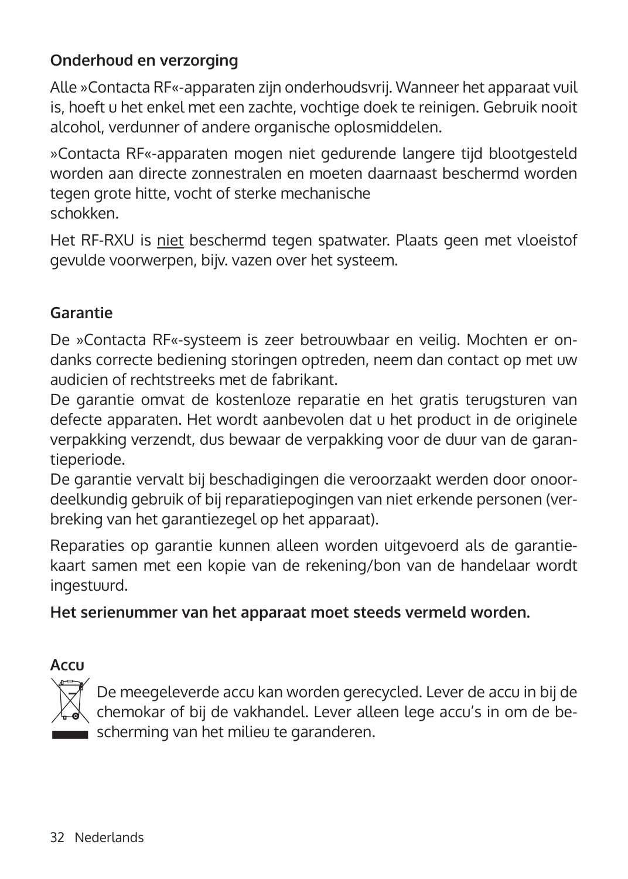**Onderhoud en verzorging**

Alle »Contacta RF«-apparaten zijn onderhoudsvrij. Wanneer het apparaat vuil is, hoeft u het enkel met een zachte, vochtige doek te reinigen. Gebruik nooit alcohol, verdunner of andere organische oplosmiddelen.

»Contacta RF«-apparaten mogen niet gedurende langere tijd blootgesteld worden aan directe zonnestralen en moeten daarnaast beschermd worden tegen grote hitte, vocht of sterke mechanische schokken.

Het RF-RXU is <u>niet</u> beschermd tegen spatwater. Plaats geen met vloeistof gevulde voorwerpen, bijv. vazen over het systeem.

**Garantie**

De »Contacta RF«-systeem is zeer betrouwbaar en veilig. Mochten er ondanks correcte bediening storingen optreden, neem dan contact op met uw audicien of rechtstreeks met de fabrikant.
De garantie omvat de kostenloze reparatie en het gratis terugsturen van defecte apparaten. Het wordt aanbevolen dat u het product in de originele verpakking verzendt, dus bewaar de verpakking voor de duur van de garantieperiode.
De garantie vervalt bij beschadigingen die veroorzaakt werden door onoordeelkundig gebruik of bij reparatiepogingen van niet erkende personen (verbreking van het garantiezegel op het apparaat).

Reparaties op garantie kunnen alleen worden uitgevoerd als de garantiekaart samen met een kopie van de rekening/bon van de handelaar wordt ingestuurd.

**Het serienummer van het apparaat moet steeds vermeld worden.**

**Accu**

De meegeleverde accu kan worden gerecycled. Lever de accu in bij de chemokar of bij de vakhandel. Lever alleen lege accu's in om de bescherming van het milieu te garanderen.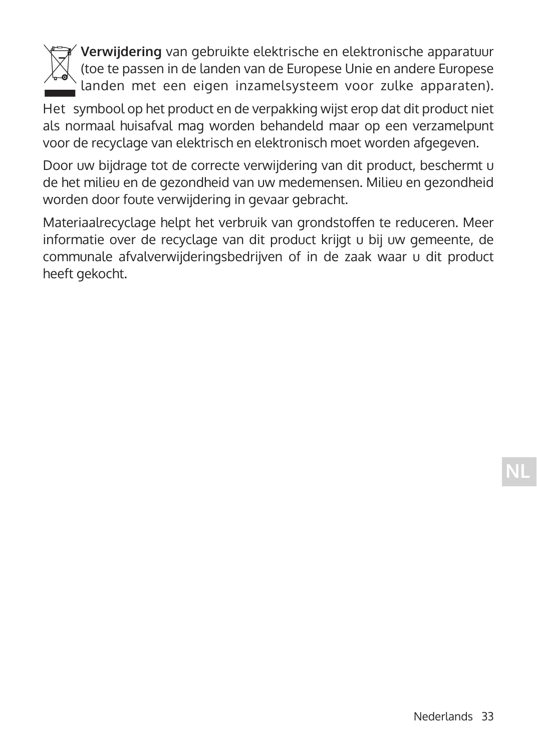**Verwijdering** van gebruikte elektrische en elektronische apparatuur (toe te passen in de landen van de Europese Unie en andere Europese landen met een eigen inzamelsysteem voor zulke apparaten).

Het symbool op het product en de verpakking wijst erop dat dit product niet als normaal huisafval mag worden behandeld maar op een verzamelpunt voor de recyclage van elektrisch en elektronisch moet worden afgegeven.

Door uw bijdrage tot de correcte verwijdering van dit product, beschermt u de het milieu en de gezondheid van uw medemensen. Milieu en gezondheid worden door foute verwijdering in gevaar gebracht.

Materiaalrecyclage helpt het verbruik van grondstoffen te reduceren. Meer informatie over de recyclage van dit product krijgt u bij uw gemeente, de communale afvalverwijderingsbedrijven of in de zaak waar u dit product heeft gekocht.

NL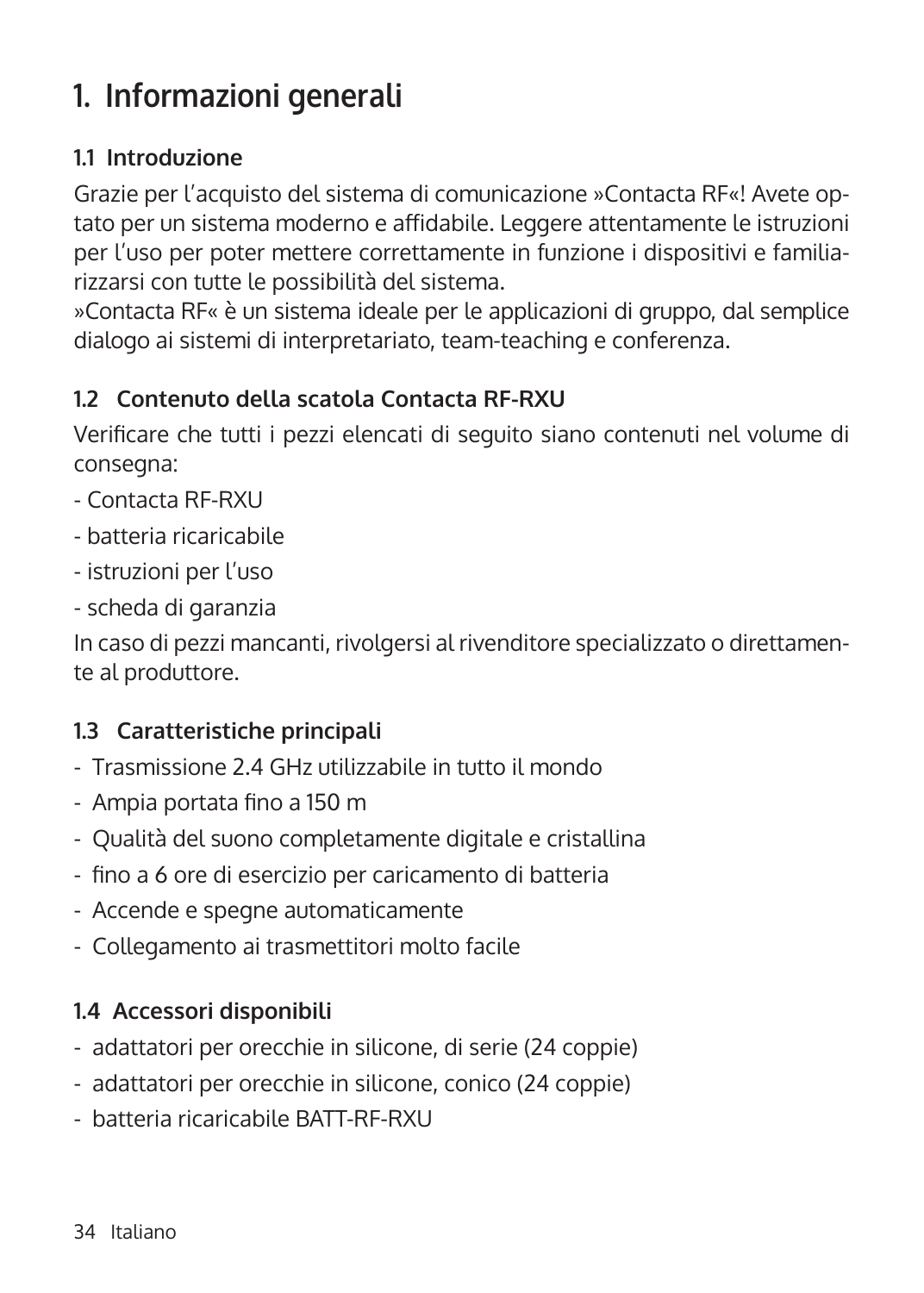# 1. Informazioni generali

## 1.1 Introduzione

Grazie per l'acquisto del sistema di comunicazione »Contacta RF«! Avete optato per un sistema moderno e affidabile. Leggere attentamente le istruzioni per l'uso per poter mettere correttamente in funzione i dispositivi e familiarizzarsi con tutte le possibilità del sistema.
»Contacta RF« è un sistema ideale per le applicazioni di gruppo, dal semplice dialogo ai sistemi di interpretariato, team-teaching e conferenza.

## 1.2 Contenuto della scatola Contacta RF-RXU

Verificare che tutti i pezzi elencati di seguito siano contenuti nel volume di consegna:

- Contacta RF-RXU
- batteria ricaricabile
- istruzioni per l'uso
- scheda di garanzia

In caso di pezzi mancanti, rivolgersi al rivenditore specializzato o direttamente al produttore.

## 1.3 Caratteristiche principali

- Trasmissione 2.4 GHz utilizzabile in tutto il mondo
- Ampia portata fino a 150 m
- Qualità del suono completamente digitale e cristallina
- fino a 6 ore di esercizio per caricamento di batteria
- Accende e spegne automaticamente
- Collegamento ai trasmettitori molto facile

## 1.4 Accessori disponibili

- adattatori per orecchie in silicone, di serie (24 coppie)
- adattatori per orecchie in silicone, conico (24 coppie)
- batteria ricaricabile BATT-RF-RXU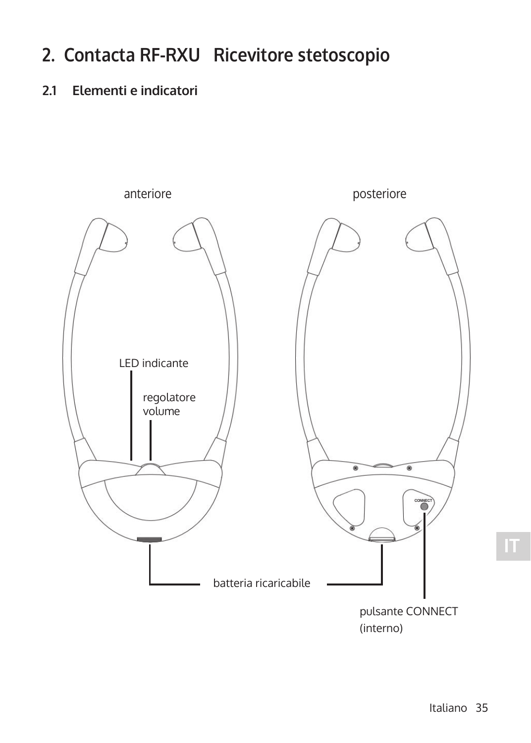# 2. Contacta RF-RXU Ricevitore stetoscopio

## 2.1 Elementi e indicatori

anteriore

posteriore

LED indicante

regolatore volume

batteria ricaricabile

pulsante CONNECT (interno)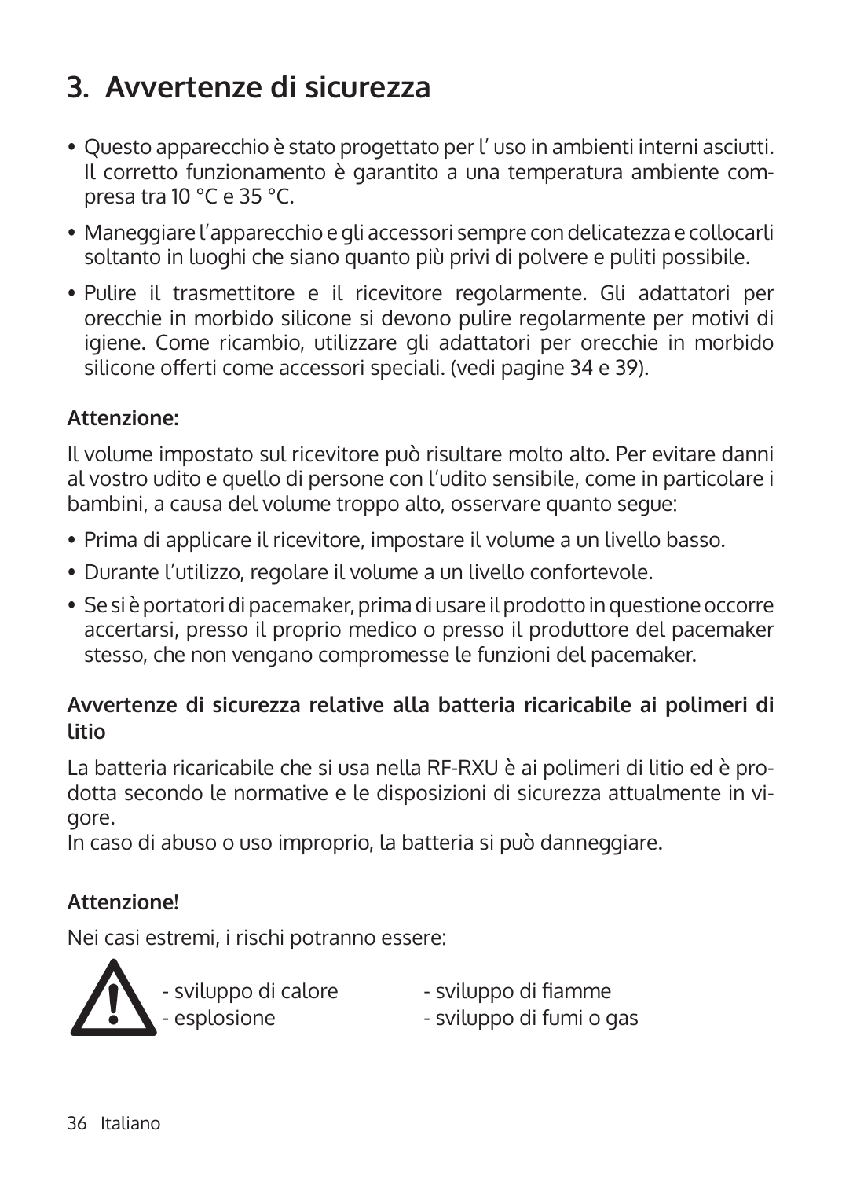# 3. Avvertenze di sicurezza

- Questo apparecchio è stato progettato per l' uso in ambienti interni asciutti. Il corretto funzionamento è garantito a una temperatura ambiente compresa tra 10 °C e 35 °C.
- Maneggiare l'apparecchio e gli accessori sempre con delicatezza e collocarli soltanto in luoghi che siano quanto più privi di polvere e puliti possibile.
- Pulire il trasmettitore e il ricevitore regolarmente. Gli adattatori per orecchie in morbido silicone si devono pulire regolarmente per motivi di igiene. Come ricambio, utilizzare gli adattatori per orecchie in morbido silicone offerti come accessori speciali. (vedi pagine 34 e 39).

**Attenzione:**

Il volume impostato sul ricevitore può risultare molto alto. Per evitare danni al vostro udito e quello di persone con l'udito sensibile, come in particolare i bambini, a causa del volume troppo alto, osservare quanto segue:

- Prima di applicare il ricevitore, impostare il volume a un livello basso.
- Durante l'utilizzo, regolare il volume a un livello confortevole.
- Se si è portatori di pacemaker, prima di usare il prodotto in questione occorre accertarsi, presso il proprio medico o presso il produttore del pacemaker stesso, che non vengano compromesse le funzioni del pacemaker.

**Avvertenze di sicurezza relative alla batteria ricaricabile ai polimeri di litio**

La batteria ricaricabile che si usa nella RF-RXU è ai polimeri di litio ed è prodotta secondo le normative e le disposizioni di sicurezza attualmente in vigore.
In caso di abuso o uso improprio, la batteria si può danneggiare.

**Attenzione!**

Nei casi estremi, i rischi potranno essere:

- sviluppo di calore
- esplosione
- sviluppo di fiamme
- sviluppo di fumi o gas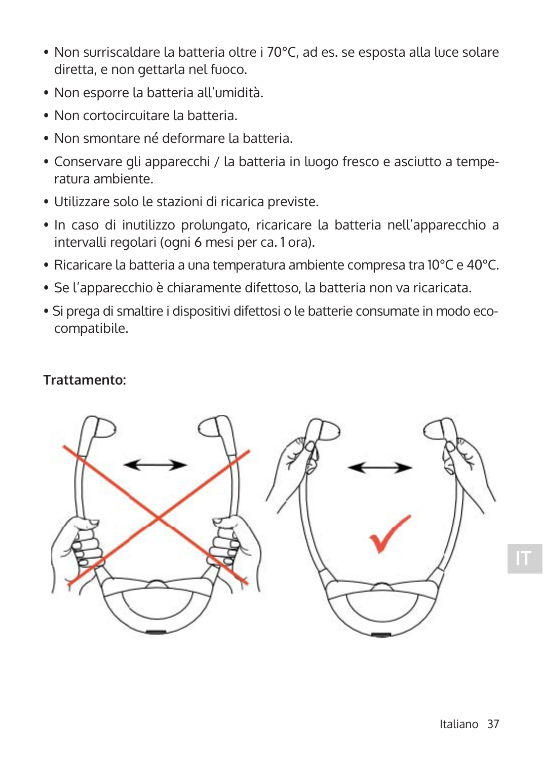- Non surriscaldare la batteria oltre i 70°C, ad es. se esposta alla luce solare diretta, e non gettarla nel fuoco.
- Non esporre la batteria all'umidità.
- Non cortocircuitare la batteria.
- Non smontare né deformare la batteria.
- Conservare gli apparecchi / la batteria in luogo fresco e asciutto a temperatura ambiente.
- Utilizzare solo le stazioni di ricarica previste.
- In caso di inutilizzo prolungato, ricaricare la batteria nell'apparecchio a intervalli regolari (ogni 6 mesi per ca. 1 ora).
- Ricaricare la batteria a una temperatura ambiente compresa tra 10°C e 40°C.
- Se l'apparecchio è chiaramente difettoso, la batteria non va ricaricata.
- Si prega di smaltire i dispositivi difettosi o le batterie consumate in modo ecocompatibile.

**Trattamento:**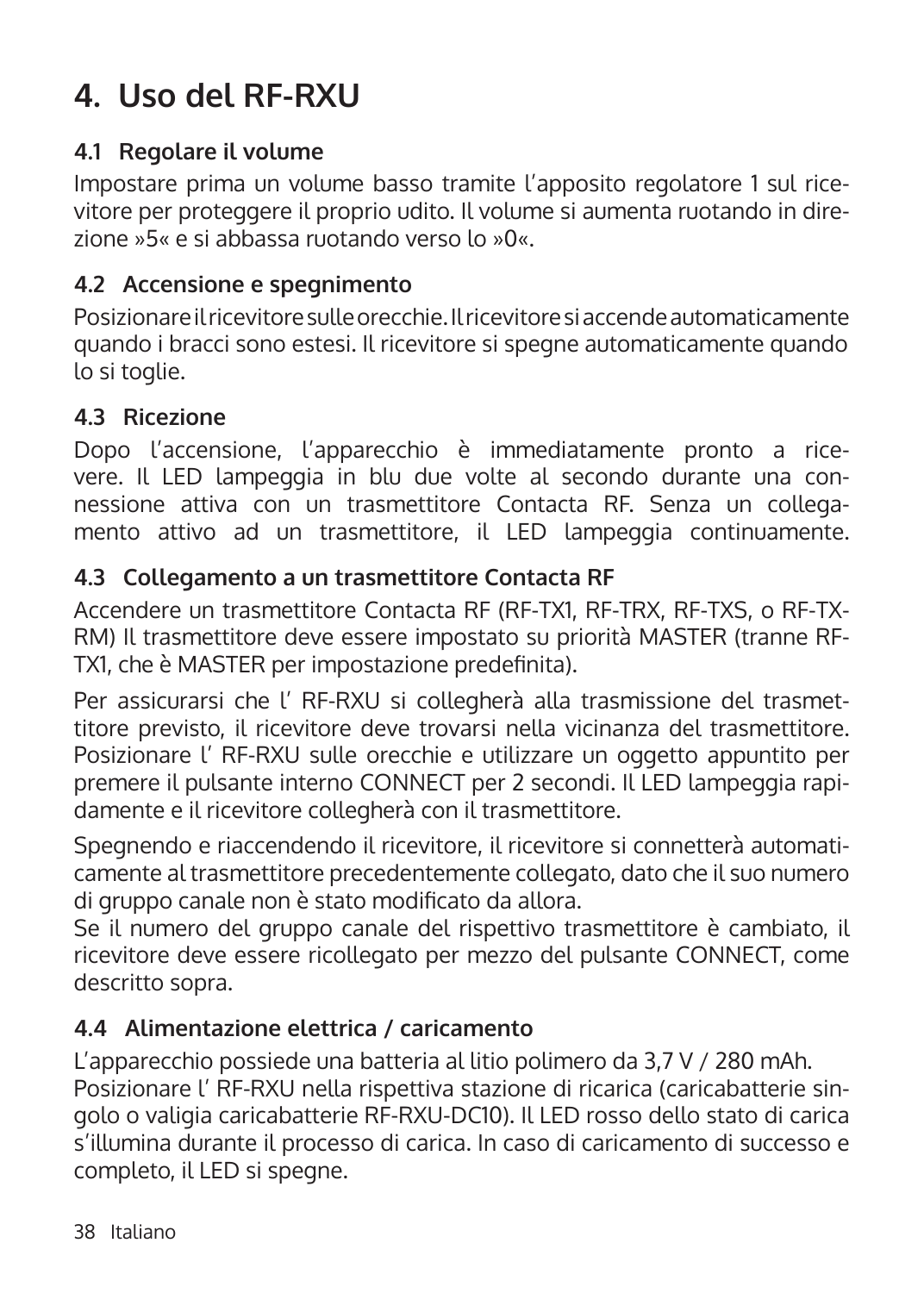# 4. Uso del RF-RXU

## 4.1 Regolare il volume

Impostare prima un volume basso tramite l'apposito regolatore 1 sul ricevitore per proteggere il proprio udito. Il volume si aumenta ruotando in direzione »5« e si abbassa ruotando verso lo »0«.

## 4.2 Accensione e spegnimento

Posizionare il ricevitore sulle orecchie. Il ricevitore si accende automaticamente quando i bracci sono estesi. Il ricevitore si spegne automaticamente quando lo si toglie.

## 4.3 Ricezione

Dopo l'accensione, l'apparecchio è immediatamente pronto a ricevere. Il LED lampeggia in blu due volte al secondo durante una connessione attiva con un trasmettitore Contacta RF. Senza un collegamento attivo ad un trasmettitore, il LED lampeggia continuamente.

## 4.3 Collegamento a un trasmettitore Contacta RF

Accendere un trasmettitore Contacta RF (RF-TX1, RF-TRX, RF-TXS, o RF-TX-RM) Il trasmettitore deve essere impostato su priorità MASTER (tranne RF-TX1, che è MASTER per impostazione predefinita).

Per assicurarsi che l' RF-RXU si collegherà alla trasmissione del trasmettitore previsto, il ricevitore deve trovarsi nella vicinanza del trasmettitore. Posizionare l' RF-RXU sulle orecchie e utilizzare un oggetto appuntito per premere il pulsante interno CONNECT per 2 secondi. Il LED lampeggia rapidamente e il ricevitore collegherà con il trasmettitore.

Spegnendo e riaccendendo il ricevitore, il ricevitore si connetterà automaticamente al trasmettitore precedentemente collegato, dato che il suo numero di gruppo canale non è stato modificato da allora.
Se il numero del gruppo canale del rispettivo trasmettitore è cambiato, il ricevitore deve essere ricollegato per mezzo del pulsante CONNECT, come descritto sopra.

## 4.4 Alimentazione elettrica / caricamento

L'apparecchio possiede una batteria al litio polimero da 3,7 V / 280 mAh.
Posizionare l' RF-RXU nella rispettiva stazione di ricarica (caricabatterie singolo o valigia caricabatterie RF-RXU-DC10). Il LED rosso dello stato di carica s'illumina durante il processo di carica. In caso di caricamento di successo e completo, il LED si spegne.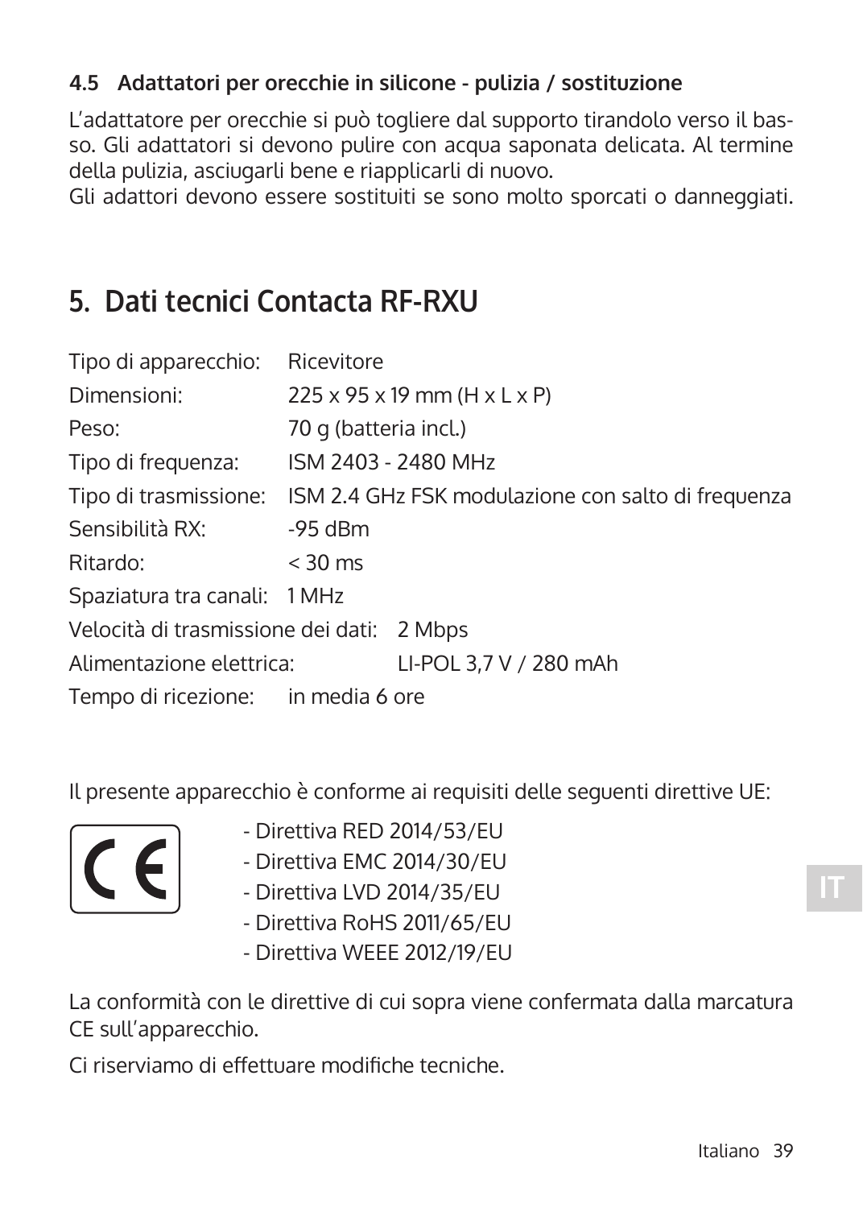### 4.5 Adattatori per orecchie in silicone - pulizia / sostituzione

L'adattatore per orecchie si può togliere dal supporto tirandolo verso il basso. Gli adattatori si devono pulire con acqua saponata delicata. Al termine della pulizia, asciugarli bene e riapplicarli di nuovo.
Gli adattori devono essere sostituiti se sono molto sporcati o danneggiati.

## 5. Dati tecnici Contacta RF-RXU

| | |
|---|---|
| Tipo di apparecchio: | Ricevitore |
| Dimensioni: | 225 x 95 x 19 mm (H x L x P) |
| Peso: | 70 g (batteria incl.) |
| Tipo di frequenza: | ISM 2403 - 2480 MHz |
| Tipo di trasmissione: | ISM 2.4 GHz FSK modulazione con salto di frequenza |
| Sensibilità RX: | -95 dBm |
| Ritardo: | < 30 ms |
| Spaziatura tra canali: | 1 MHz |
| Velocità di trasmissione dei dati: | 2 Mbps |
| Alimentazione elettrica: | LI-POL 3,7 V / 280 mAh |
| Tempo di ricezione: | in media 6 ore |

Il presente apparecchio è conforme ai requisiti delle seguenti direttive UE:

CE

- Direttiva RED 2014/53/EU
- Direttiva EMC 2014/30/EU
- Direttiva LVD 2014/35/EU
- Direttiva RoHS 2011/65/EU
- Direttiva WEEE 2012/19/EU

La conformità con le direttive di cui sopra viene confermata dalla marcatura CE sull'apparecchio.

Ci riserviamo di effettuare modifiche tecniche.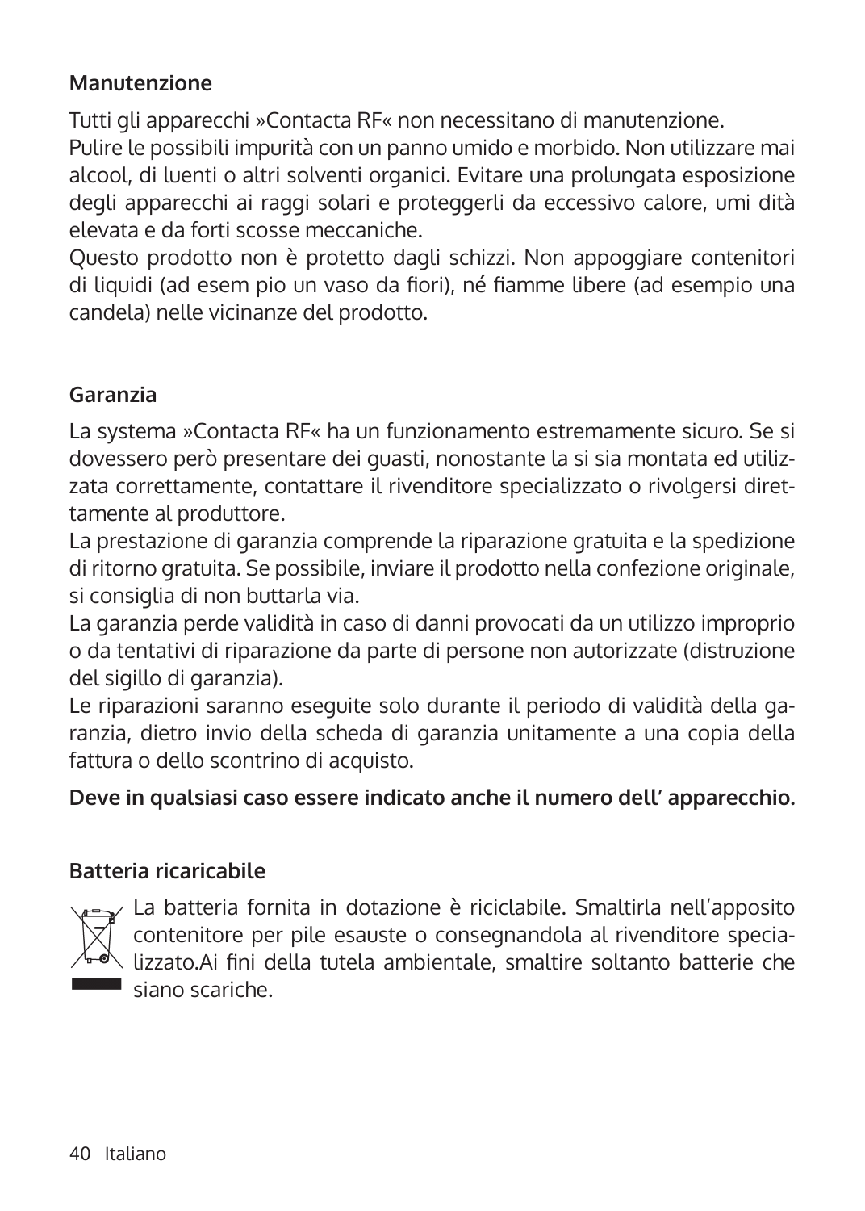### Manutenzione

Tutti gli apparecchi »Contacta RF« non necessitano di manutenzione.
Pulire le possibili impurità con un panno umido e morbido. Non utilizzare mai alcool, di luenti o altri solventi organici. Evitare una prolungata esposizione degli apparecchi ai raggi solari e proteggerli da eccessivo calore, umi dità elevata e da forti scosse meccaniche.
Questo prodotto non è protetto dagli schizzi. Non appoggiare contenitori di liquidi (ad esem pio un vaso da fiori), né fiamme libere (ad esempio una candela) nelle vicinanze del prodotto.

### Garanzia

La systema »Contacta RF« ha un funzionamento estremamente sicuro. Se si dovessero però presentare dei guasti, nonostante la si sia montata ed utilizzata correttamente, contattare il rivenditore specializzato o rivolgersi direttamente al produttore.
La prestazione di garanzia comprende la riparazione gratuita e la spedizione di ritorno gratuita. Se possibile, inviare il prodotto nella confezione originale, si consiglia di non buttarla via.
La garanzia perde validità in caso di danni provocati da un utilizzo improprio o da tentativi di riparazione da parte di persone non autorizzate (distruzione del sigillo di garanzia).
Le riparazioni saranno eseguite solo durante il periodo di validità della garanzia, dietro invio della scheda di garanzia unitamente a una copia della fattura o dello scontrino di acquisto.

**Deve in qualsiasi caso essere indicato anche il numero dell' apparecchio.**

### Batteria ricaricabile

La batteria fornita in dotazione è riciclabile. Smaltirla nell'apposito contenitore per pile esauste o consegnandola al rivenditore specializzato.Ai fini della tutela ambientale, smaltire soltanto batterie che siano scariche.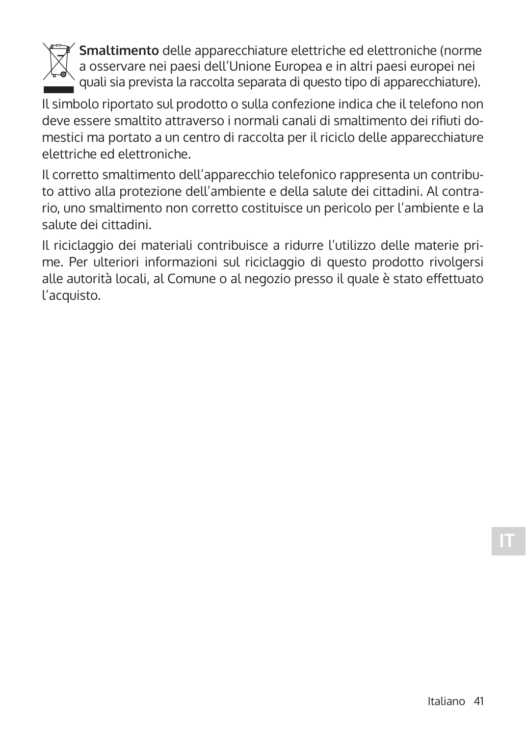**Smaltimento** delle apparecchiature elettriche ed elettroniche (norme a osservare nei paesi dell'Unione Europea e in altri paesi europei nei quali sia prevista la raccolta separata di questo tipo di apparecchiature).

Il simbolo riportato sul prodotto o sulla confezione indica che il telefono non deve essere smaltito attraverso i normali canali di smaltimento dei rifiuti domestici ma portato a un centro di raccolta per il riciclo delle apparecchiature elettriche ed elettroniche.

Il corretto smaltimento dell'apparecchio telefonico rappresenta un contributo attivo alla protezione dell'ambiente e della salute dei cittadini. Al contrario, uno smaltimento non corretto costituisce un pericolo per l'ambiente e la salute dei cittadini.

Il riciclaggio dei materiali contribuisce a ridurre l'utilizzo delle materie prime. Per ulteriori informazioni sul riciclaggio di questo prodotto rivolgersi alle autorità locali, al Comune o al negozio presso il quale è stato effettuato l'acquisto.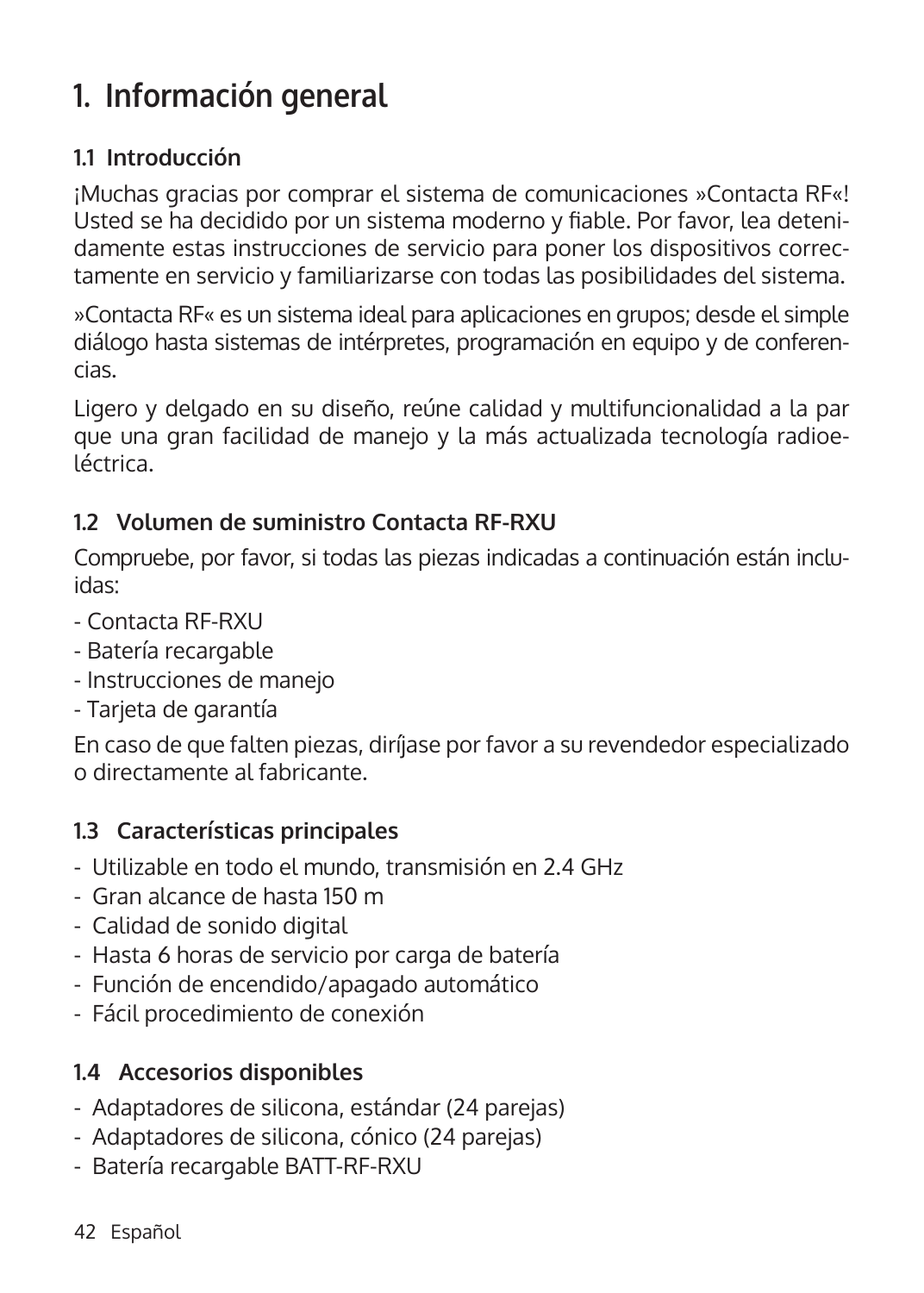# 1. Información general

## 1.1 Introducción

¡Muchas gracias por comprar el sistema de comunicaciones »Contacta RF«! Usted se ha decidido por un sistema moderno y fiable. Por favor, lea detenidamente estas instrucciones de servicio para poner los dispositivos correctamente en servicio y familiarizarse con todas las posibilidades del sistema.

»Contacta RF« es un sistema ideal para aplicaciones en grupos; desde el simple diálogo hasta sistemas de intérpretes, programación en equipo y de conferencias.

Ligero y delgado en su diseño, reúne calidad y multifuncionalidad a la par que una gran facilidad de manejo y la más actualizada tecnología radioeléctrica.

## 1.2 Volumen de suministro Contacta RF-RXU

Compruebe, por favor, si todas las piezas indicadas a continuación están incluidas:

- Contacta RF-RXU
- Batería recargable
- Instrucciones de manejo
- Tarjeta de garantía

En caso de que falten piezas, diríjase por favor a su revendedor especializado o directamente al fabricante.

## 1.3 Características principales

- Utilizable en todo el mundo, transmisión en 2.4 GHz
- Gran alcance de hasta 150 m
- Calidad de sonido digital
- Hasta 6 horas de servicio por carga de batería
- Función de encendido/apagado automático
- Fácil procedimiento de conexión

## 1.4 Accesorios disponibles

- Adaptadores de silicona, estándar (24 parejas)
- Adaptadores de silicona, cónico (24 parejas)
- Batería recargable BATT-RF-RXU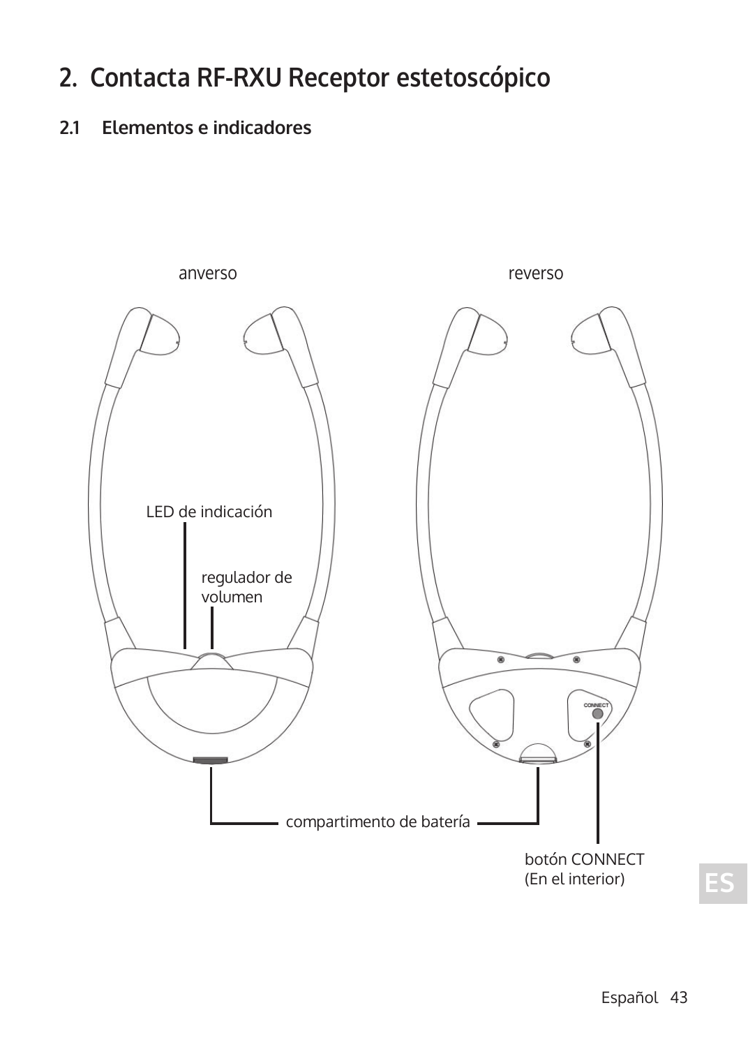# 2. Contacta RF-RXU Receptor estetoscópico

## 2.1 Elementos e indicadores

anverso

reverso

LED de indicación

regulador de volumen

compartimento de batería

botón CONNECT (En el interior)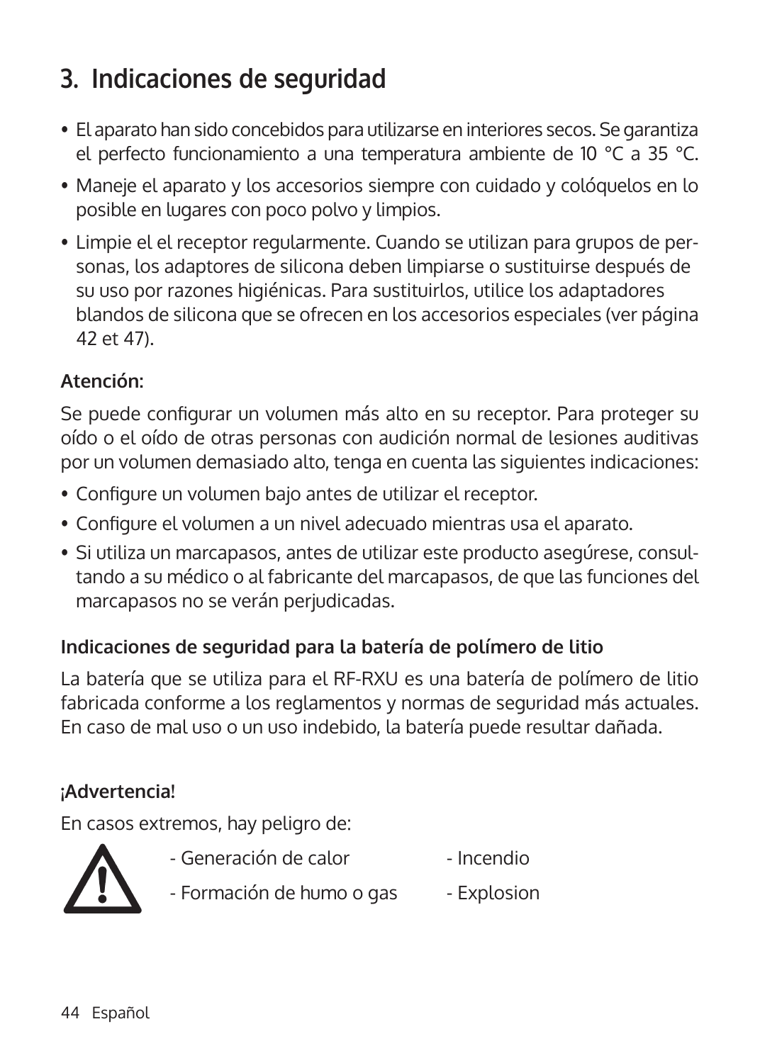# 3. Indicaciones de seguridad

- El aparato han sido concebidos para utilizarse en interiores secos. Se garantiza el perfecto funcionamiento a una temperatura ambiente de 10 °C a 35 °C.
- Maneje el aparato y los accesorios siempre con cuidado y colóquelos en lo posible en lugares con poco polvo y limpios.
- Limpie el el receptor regularmente. Cuando se utilizan para grupos de personas, los adaptores de silicona deben limpiarse o sustituirse después de su uso por razones higiénicas. Para sustituirlos, utilice los adaptadores blandos de silicona que se ofrecen en los accesorios especiales (ver página 42 et 47).

**Atención:**

Se puede configurar un volumen más alto en su receptor. Para proteger su oído o el oído de otras personas con audición normal de lesiones auditivas por un volumen demasiado alto, tenga en cuenta las siguientes indicaciones:

- Configure un volumen bajo antes de utilizar el receptor.
- Configure el volumen a un nivel adecuado mientras usa el aparato.
- Si utiliza un marcapasos, antes de utilizar este producto asegúrese, consultando a su médico o al fabricante del marcapasos, de que las funciones del marcapasos no se verán perjudicadas.

**Indicaciones de seguridad para la batería de polímero de litio**

La batería que se utiliza para el RF-RXU es una batería de polímero de litio fabricada conforme a los reglamentos y normas de seguridad más actuales. En caso de mal uso o un uso indebido, la batería puede resultar dañada.

**¡Advertencia!**

En casos extremos, hay peligro de:

- Generación de calor
- Formación de humo o gas
- Incendio
- Explosion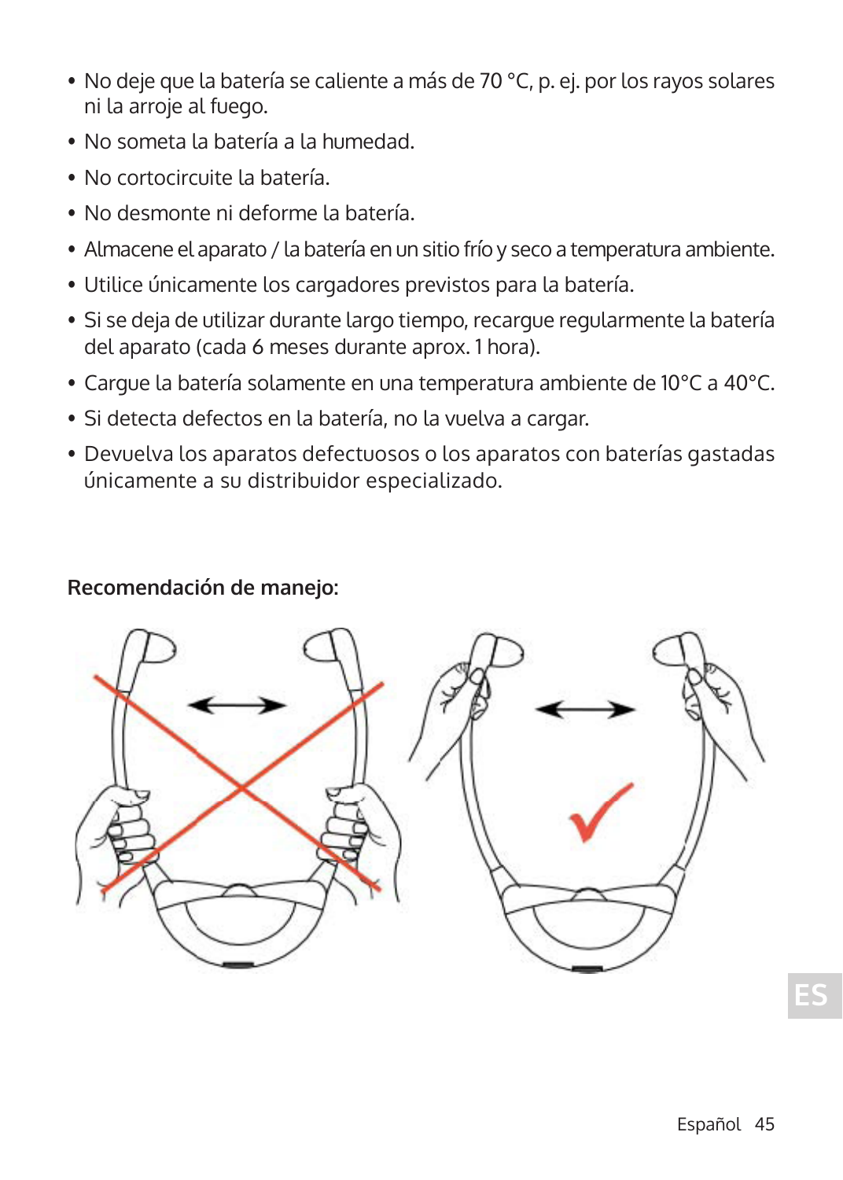- No deje que la batería se caliente a más de 70 °C, p. ej. por los rayos solares ni la arroje al fuego.
- No someta la batería a la humedad.
- No cortocircuite la batería.
- No desmonte ni deforme la batería.
- Almacene el aparato / la batería en un sitio frío y seco a temperatura ambiente.
- Utilice únicamente los cargadores previstos para la batería.
- Si se deja de utilizar durante largo tiempo, recargue regularmente la batería del aparato (cada 6 meses durante aprox. 1 hora).
- Cargue la batería solamente en una temperatura ambiente de 10°C a 40°C.
- Si detecta defectos en la batería, no la vuelva a cargar.
- Devuelva los aparatos defectuosos o los aparatos con baterías gastadas únicamente a su distribuidor especializado.

**Recomendación de manejo:**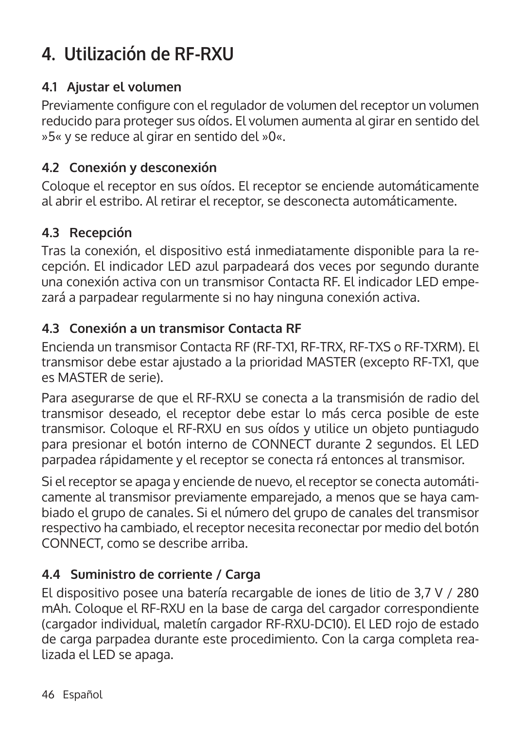# 4. Utilización de RF-RXU

## 4.1 Ajustar el volumen

Previamente configure con el regulador de volumen del receptor un volumen reducido para proteger sus oídos. El volumen aumenta al girar en sentido del »5« y se reduce al girar en sentido del »0«.

## 4.2 Conexión y desconexión

Coloque el receptor en sus oídos. El receptor se enciende automáticamente al abrir el estribo. Al retirar el receptor, se desconecta automáticamente.

## 4.3 Recepción

Tras la conexión, el dispositivo está inmediatamente disponible para la recepción. El indicador LED azul parpadeará dos veces por segundo durante una conexión activa con un transmisor Contacta RF. El indicador LED empezará a parpadear regularmente si no hay ninguna conexión activa.

## 4.3 Conexión a un transmisor Contacta RF

Encienda un transmisor Contacta RF (RF-TX1, RF-TRX, RF-TXS o RF-TXRM). El transmisor debe estar ajustado a la prioridad MASTER (excepto RF-TX1, que es MASTER de serie).

Para asegurarse de que el RF-RXU se conecta a la transmisión de radio del transmisor deseado, el receptor debe estar lo más cerca posible de este transmisor. Coloque el RF-RXU en sus oídos y utilice un objeto puntiagudo para presionar el botón interno de CONNECT durante 2 segundos. El LED parpadea rápidamente y el receptor se conecta rá entonces al transmisor.

Si el receptor se apaga y enciende de nuevo, el receptor se conecta automáticamente al transmisor previamente emparejado, a menos que se haya cambiado el grupo de canales. Si el número del grupo de canales del transmisor respectivo ha cambiado, el receptor necesita reconectar por medio del botón CONNECT, como se describe arriba.

## 4.4 Suministro de corriente / Carga

El dispositivo posee una batería recargable de iones de litio de 3,7 V / 280 mAh. Coloque el RF-RXU en la base de carga del cargador correspondiente (cargador individual, maletín cargador RF-RXU-DC10). El LED rojo de estado de carga parpadea durante este procedimiento. Con la carga completa realizada el LED se apaga.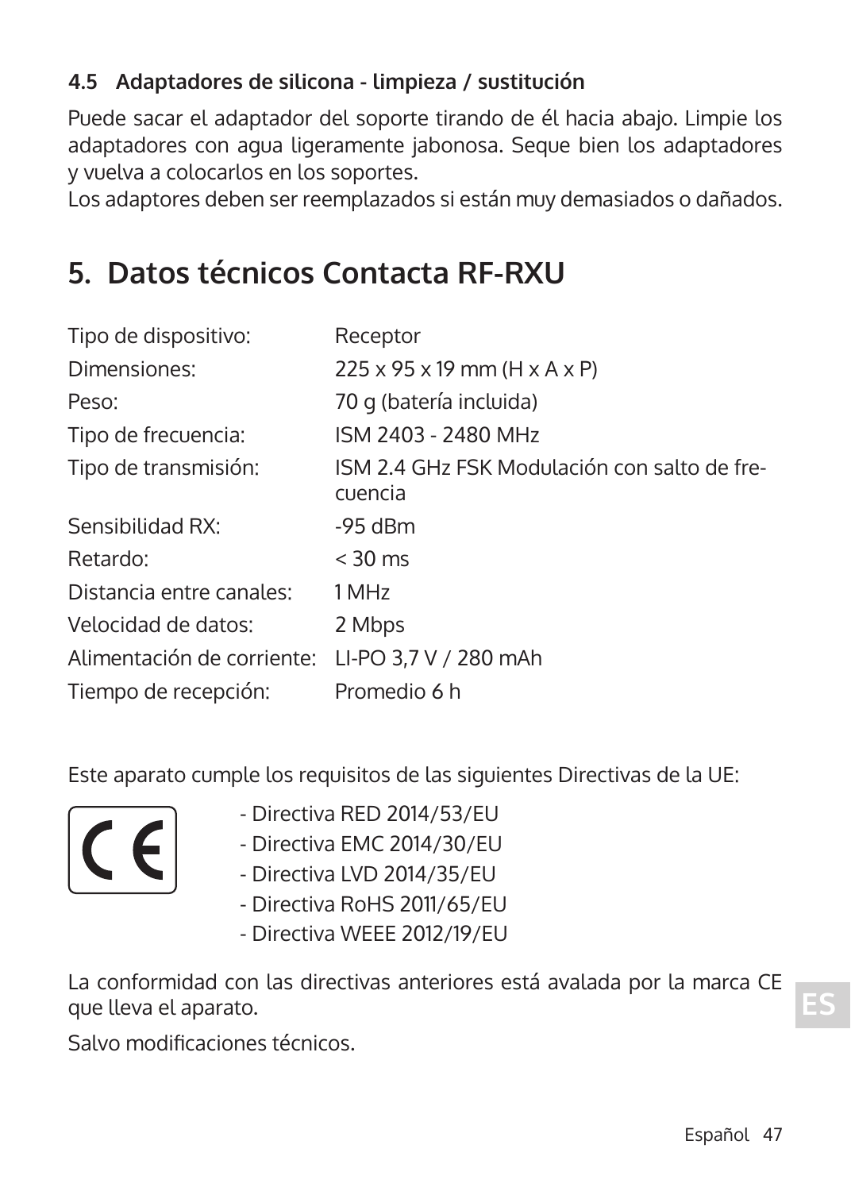### 4.5 Adaptadores de silicona - limpieza / sustitución

Puede sacar el adaptador del soporte tirando de él hacia abajo. Limpie los adaptadores con agua ligeramente jabonosa. Seque bien los adaptadores y vuelva a colocarlos en los soportes.
Los adaptores deben ser reemplazados si están muy demasiados o dañados.

# 5. Datos técnicos Contacta RF-RXU

| | |
|---|---|
| Tipo de dispositivo: | Receptor |
| Dimensiones: | 225 x 95 x 19 mm (H x A x P) |
| Peso: | 70 g (batería incluida) |
| Tipo de frecuencia: | ISM 2403 - 2480 MHz |
| Tipo de transmisión: | ISM 2.4 GHz FSK Modulación con salto de frecuencia |
| Sensibilidad RX: | -95 dBm |
| Retardo: | < 30 ms |
| Distancia entre canales: | 1 MHz |
| Velocidad de datos: | 2 Mbps |
| Alimentación de corriente: | LI-PO 3,7 V / 280 mAh |
| Tiempo de recepción: | Promedio 6 h |

Este aparato cumple los requisitos de las siguientes Directivas de la UE:

- Directiva RED 2014/53/EU
- Directiva EMC 2014/30/EU
- Directiva LVD 2014/35/EU
- Directiva RoHS 2011/65/EU
- Directiva WEEE 2012/19/EU

La conformidad con las directivas anteriores está avalada por la marca CE que lleva el aparato.

Salvo modificaciones técnicos.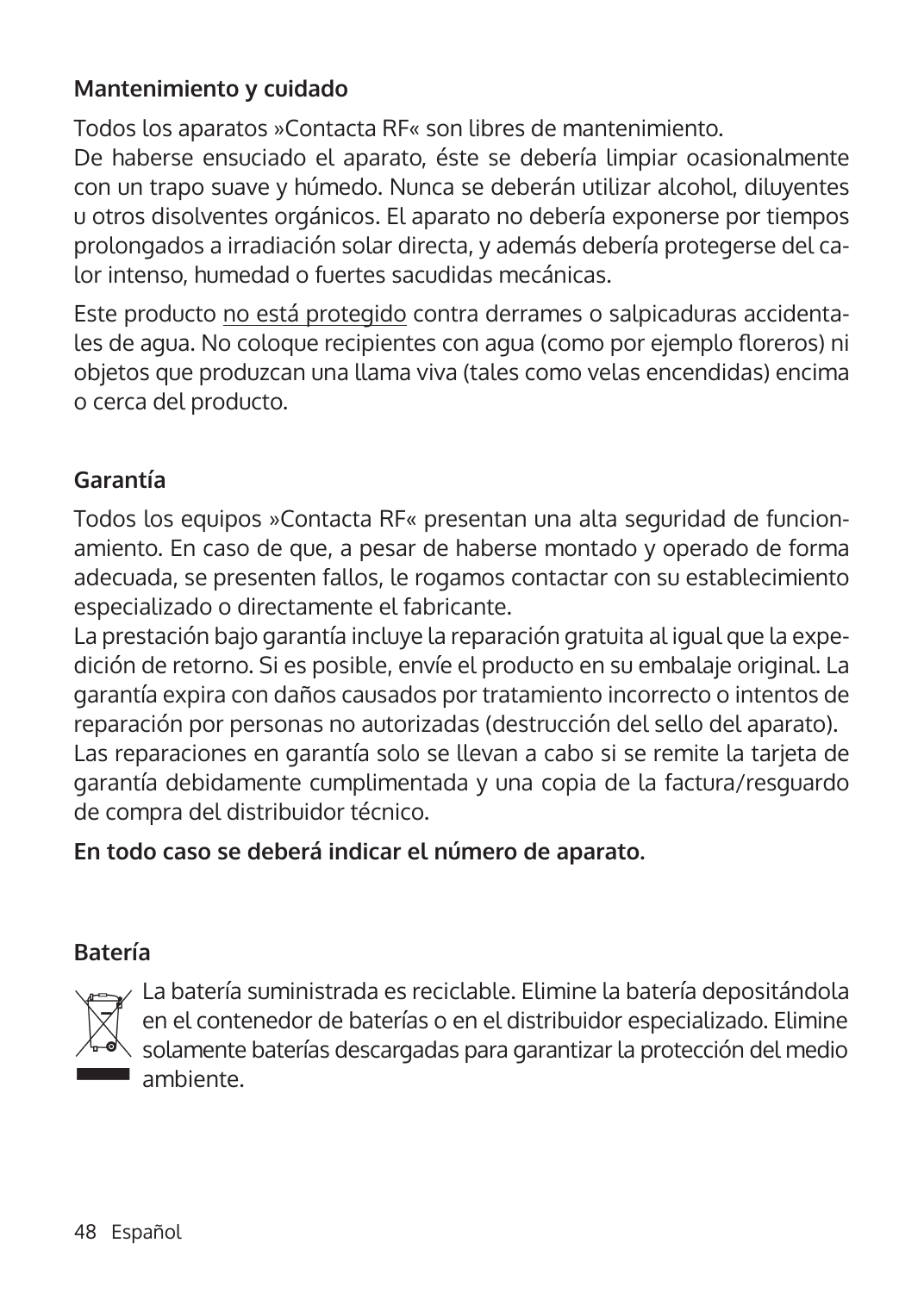## Mantenimiento y cuidado

Todos los aparatos »Contacta RF« son libres de mantenimiento.
De haberse ensuciado el aparato, éste se debería limpiar ocasionalmente con un trapo suave y húmedo. Nunca se deberán utilizar alcohol, diluyentes u otros disolventes orgánicos. El aparato no debería exponerse por tiempos prolongados a irradiación solar directa, y además debería protegerse del calor intenso, humedad o fuertes sacudidas mecánicas.

Este producto no está protegido contra derrames o salpicaduras accidentales de agua. No coloque recipientes con agua (como por ejemplo floreros) ni objetos que produzcan una llama viva (tales como velas encendidas) encima o cerca del producto.

## Garantía

Todos los equipos »Contacta RF« presentan una alta seguridad de funcionamiento. En caso de que, a pesar de haberse montado y operado de forma adecuada, se presenten fallos, le rogamos contactar con su establecimiento especializado o directamente el fabricante.
La prestación bajo garantía incluye la reparación gratuita al igual que la expedición de retorno. Si es posible, envíe el producto en su embalaje original. La garantía expira con daños causados por tratamiento incorrecto o intentos de reparación por personas no autorizadas (destrucción del sello del aparato).
Las reparaciones en garantía solo se llevan a cabo si se remite la tarjeta de garantía debidamente cumplimentada y una copia de la factura/resguardo de compra del distribuidor técnico.

**En todo caso se deberá indicar el número de aparato.**

## Batería

La batería suministrada es reciclable. Elimine la batería depositándola en el contenedor de baterías o en el distribuidor especializado. Elimine solamente baterías descargadas para garantizar la protección del medio ambiente.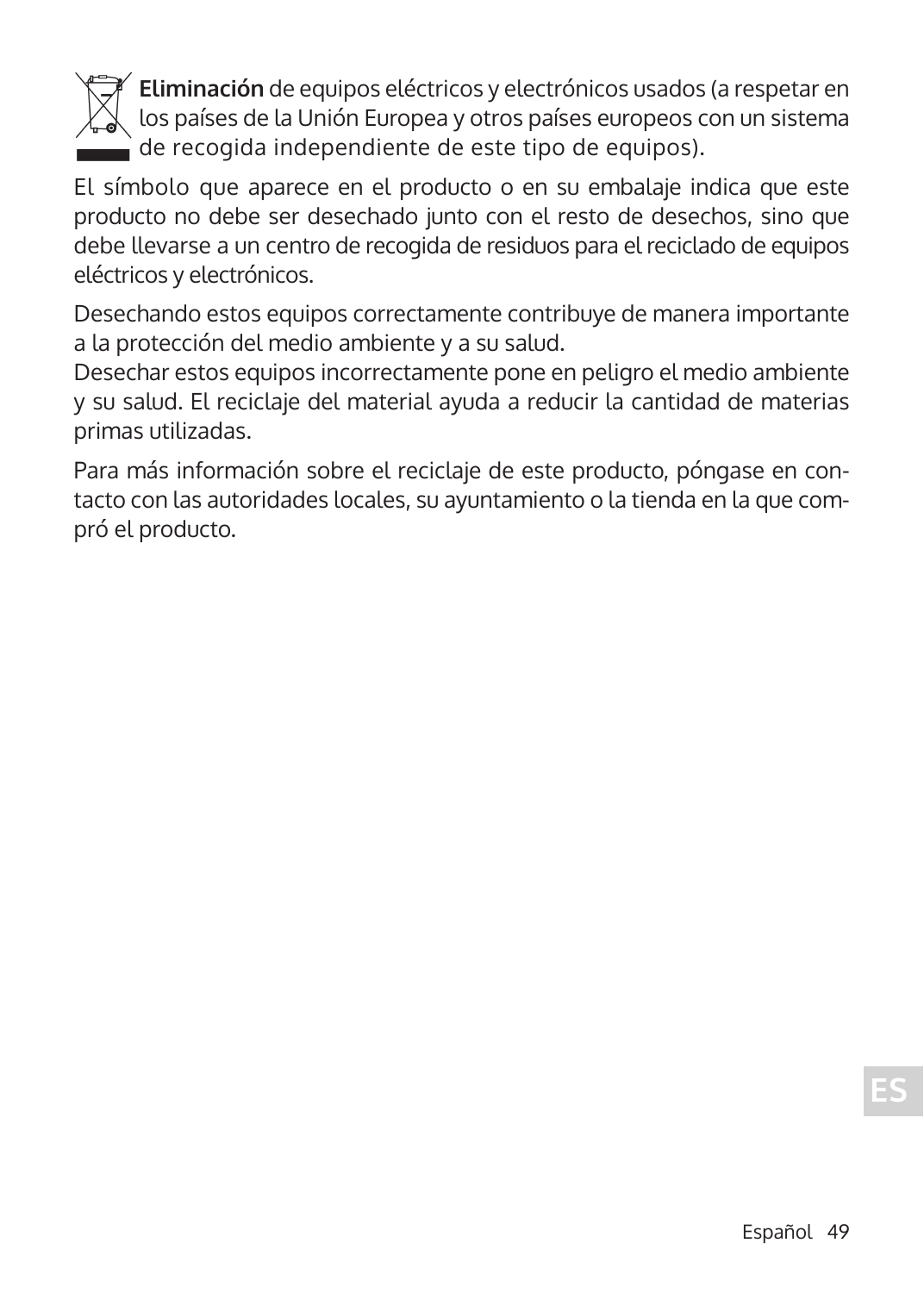**Eliminación** de equipos eléctricos y electrónicos usados (a respetar en los países de la Unión Europea y otros países europeos con un sistema de recogida independiente de este tipo de equipos).

El símbolo que aparece en el producto o en su embalaje indica que este producto no debe ser desechado junto con el resto de desechos, sino que debe llevarse a un centro de recogida de residuos para el reciclado de equipos eléctricos y electrónicos.

Desechando estos equipos correctamente contribuye de manera importante a la protección del medio ambiente y a su salud.
Desechar estos equipos incorrectamente pone en peligro el medio ambiente y su salud. El reciclaje del material ayuda a reducir la cantidad de materias primas utilizadas.

Para más información sobre el reciclaje de este producto, póngase en contacto con las autoridades locales, su ayuntamiento o la tienda en la que compró el producto.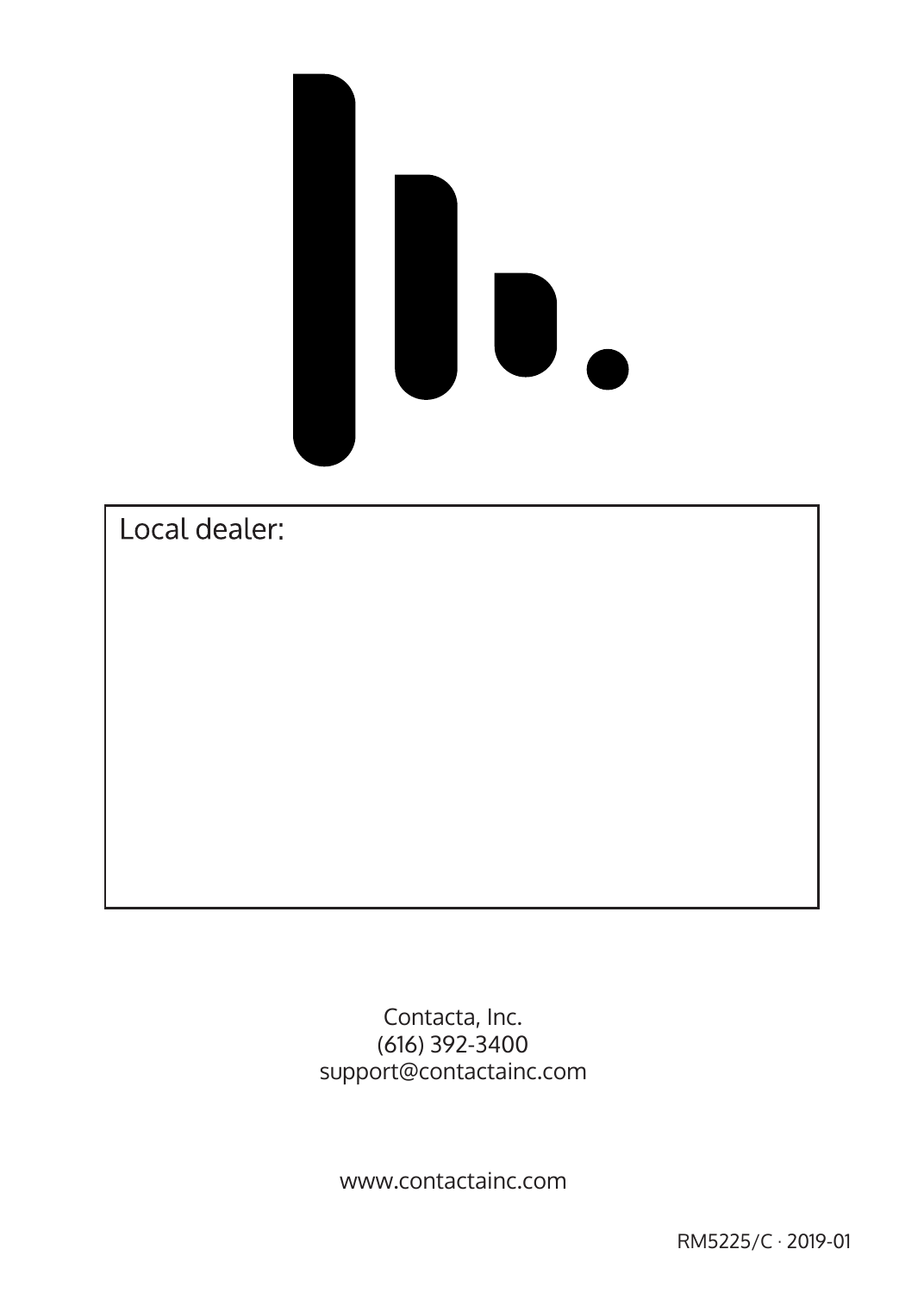Local dealer:

Contacta, Inc.
(616) 392-3400
support@contactainc.com

www.contactainc.com

RM5225/C · 2019-01